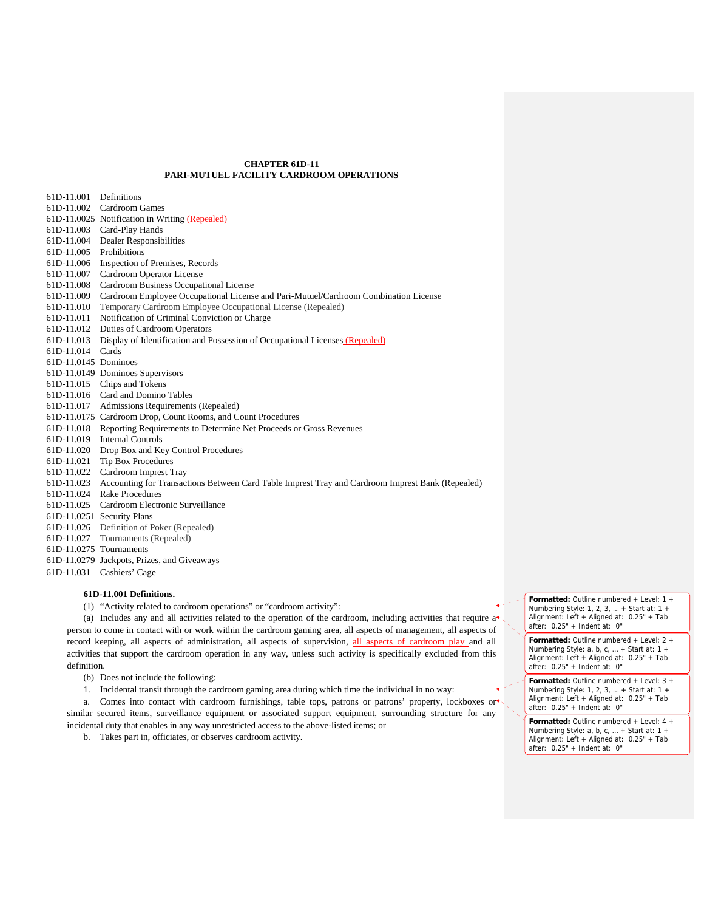# CHAPTER 61D-11
## PARI-MUTUEL FACILITY CARDROOM OPERATIONS

61D-11.001 Definitions
61D-11.002 Cardroom Games
61D-11.0025 Notification in Writing (Repealed)
61D-11.003 Card-Play Hands
61D-11.004 Dealer Responsibilities
61D-11.005 Prohibitions
61D-11.006 Inspection of Premises, Records
61D-11.007 Cardroom Operator License
61D-11.008 Cardroom Business Occupational License
61D-11.009 Cardroom Employee Occupational License and Pari-Mutuel/Cardroom Combination License
61D-11.010 Temporary Cardroom Employee Occupational License (Repealed)
61D-11.011 Notification of Criminal Conviction or Charge
61D-11.012 Duties of Cardroom Operators
61D-11.013 Display of Identification and Possession of Occupational Licenses (Repealed)
61D-11.014 Cards
61D-11.0145 Dominoes
61D-11.0149 Dominoes Supervisors
61D-11.015 Chips and Tokens
61D-11.016 Card and Domino Tables
61D-11.017 Admissions Requirements (Repealed)
61D-11.0175 Cardroom Drop, Count Rooms, and Count Procedures
61D-11.018 Reporting Requirements to Determine Net Proceeds or Gross Revenues
61D-11.019 Internal Controls
61D-11.020 Drop Box and Key Control Procedures
61D-11.021 Tip Box Procedures
61D-11.022 Cardroom Imprest Tray
61D-11.023 Accounting for Transactions Between Card Table Imprest Tray and Cardroom Imprest Bank (Repealed)
61D-11.024 Rake Procedures
61D-11.025 Cardroom Electronic Surveillance
61D-11.0251 Security Plans
61D-11.026 Definition of Poker (Repealed)
61D-11.027 Tournaments (Repealed)
61D-11.0275 Tournaments
61D-11.0279 Jackpots, Prizes, and Giveaways
61D-11.031 Cashiers' Cage

**61D-11.001 Definitions.**

(1) "Activity related to cardroom operations" or "cardroom activity":

(a) Includes any and all activities related to the operation of the cardroom, including activities that require a person to come in contact with or work within the cardroom gaming area, all aspects of management, all aspects of record keeping, all aspects of administration, all aspects of supervision, all aspects of cardroom play and all activities that support the cardroom operation in any way, unless such activity is specifically excluded from this definition.

(b) Does not include the following:

1. Incidental transit through the cardroom gaming area during which time the individual in no way:

a. Comes into contact with cardroom furnishings, table tops, patrons or patrons' property, lockboxes or similar secured items, surveillance equipment or associated support equipment, surrounding structure for any incidental duty that enables in any way unrestricted access to the above-listed items; or

b. Takes part in, officiates, or observes cardroom activity.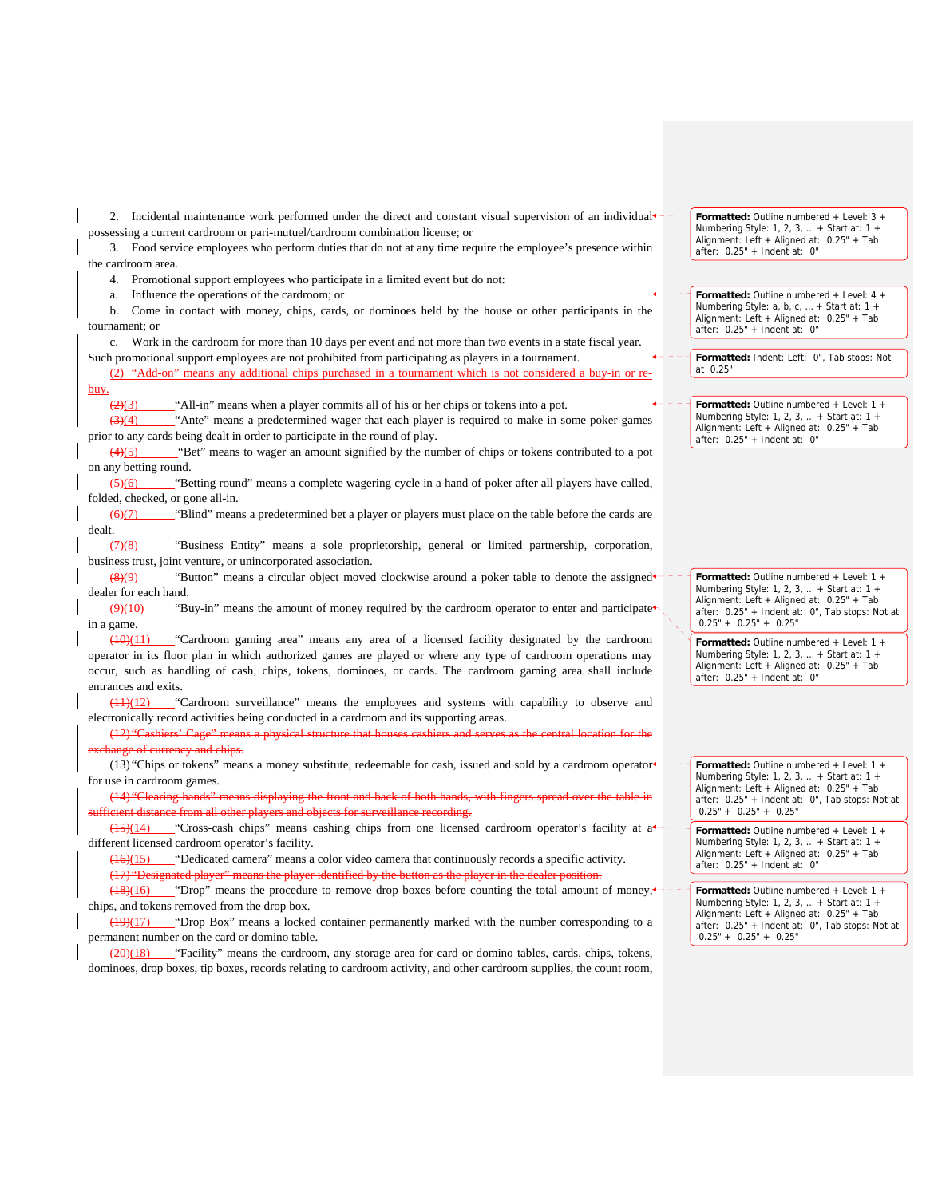2. Incidental maintenance work performed under the direct and constant visual supervision of an individual possessing a current cardroom or pari-mutuel/cardroom combination license; or

3. Food service employees who perform duties that do not at any time require the employee's presence within the cardroom area.

4. Promotional support employees who participate in a limited event but do not:

a. Influence the operations of the cardroom; or

b. Come in contact with money, chips, cards, or dominoes held by the house or other participants in the tournament; or

c. Work in the cardroom for more than 10 days per event and not more than two events in a state fiscal year.

Such promotional support employees are not prohibited from participating as players in a tournament.

(2) "Add-on" means any additional chips purchased in a tournament which is not considered a buy-in or re-buy.

~~(2)~~(3) "All-in" means when a player commits all of his or her chips or tokens into a pot.

~~(3)~~(4) "Ante" means a predetermined wager that each player is required to make in some poker games prior to any cards being dealt in order to participate in the round of play.

~~(4)~~(5) "Bet" means to wager an amount signified by the number of chips or tokens contributed to a pot on any betting round.

~~(5)~~(6) "Betting round" means a complete wagering cycle in a hand of poker after all players have called, folded, checked, or gone all-in.

~~(6)~~(7) "Blind" means a predetermined bet a player or players must place on the table before the cards are dealt.

~~(7)~~(8) "Business Entity" means a sole proprietorship, general or limited partnership, corporation, business trust, joint venture, or unincorporated association.

~~(8)~~(9) "Button" means a circular object moved clockwise around a poker table to denote the assigned dealer for each hand.

~~(9)~~(10) "Buy-in" means the amount of money required by the cardroom operator to enter and participate in a game.

~~(10)~~(11) "Cardroom gaming area" means any area of a licensed facility designated by the cardroom operator in its floor plan in which authorized games are played or where any type of cardroom operations may occur, such as handling of cash, chips, tokens, dominoes, or cards. The cardroom gaming area shall include entrances and exits.

~~(11)~~(12) "Cardroom surveillance" means the employees and systems with capability to observe and electronically record activities being conducted in a cardroom and its supporting areas.

~~(12) "Cashiers' Cage" means a physical structure that houses cashiers and serves as the central location for the exchange of currency and chips.~~

(13) "Chips or tokens" means a money substitute, redeemable for cash, issued and sold by a cardroom operator for use in cardroom games.

~~(14) "Clearing hands" means displaying the front and back of both hands, with fingers spread over the table in sufficient distance from all other players and objects for surveillance recording.~~

~~(15)~~(14) "Cross-cash chips" means cashing chips from one licensed cardroom operator's facility at a different licensed cardroom operator's facility.

~~(16)~~(15) "Dedicated camera" means a color video camera that continuously records a specific activity.

~~(17) "Designated player" means the player identified by the button as the player in the dealer position.~~

~~(18)~~(16) "Drop" means the procedure to remove drop boxes before counting the total amount of money, chips, and tokens removed from the drop box.

~~(19)~~(17) "Drop Box" means a locked container permanently marked with the number corresponding to a permanent number on the card or domino table.

~~(20)~~(18) "Facility" means the cardroom, any storage area for card or domino tables, cards, chips, tokens, dominoes, drop boxes, tip boxes, records relating to cardroom activity, and other cardroom supplies, the count room,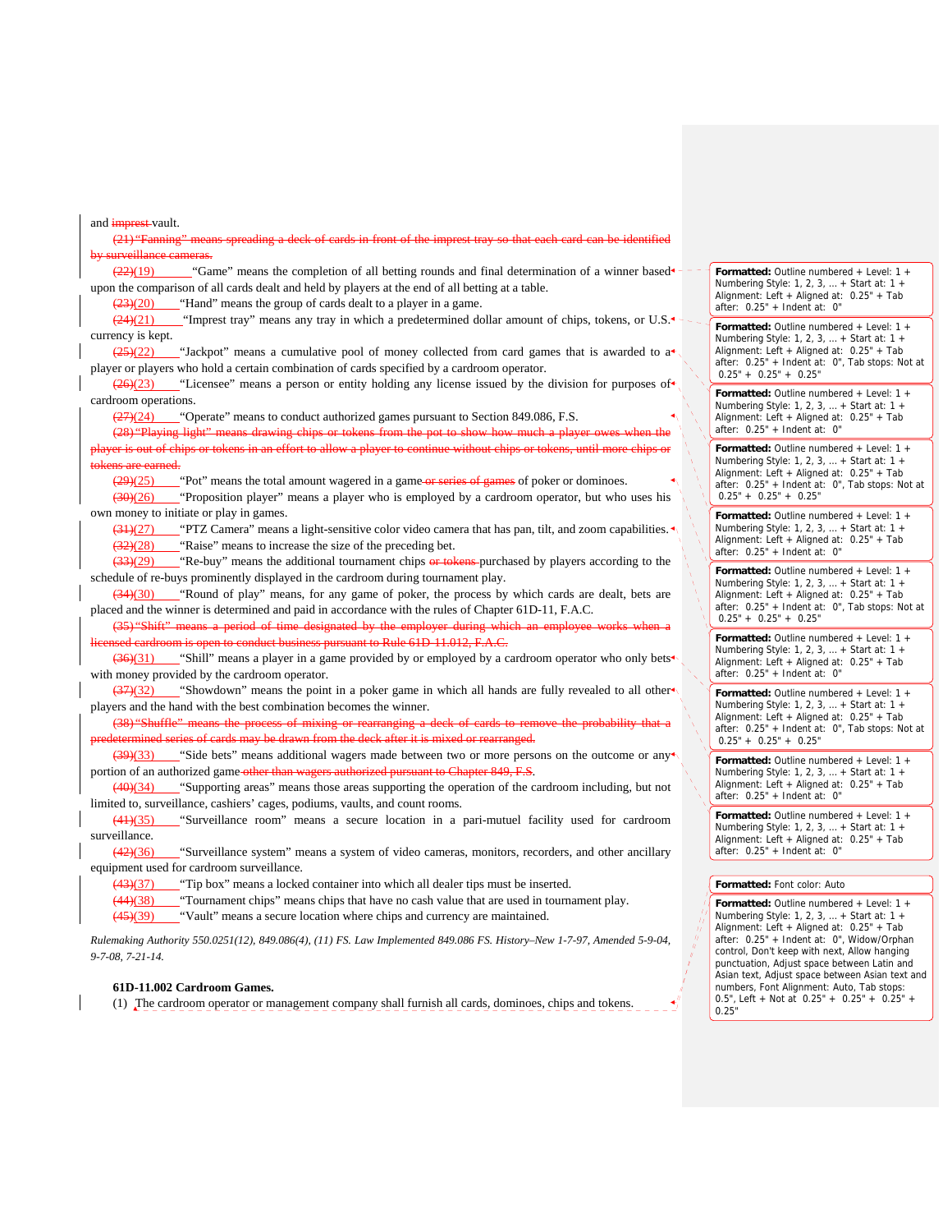and ~~imprest~~ vault.

~~(21) "Fanning" means spreading a deck of cards in front of the imprest tray so that each card can be identified by surveillance cameras.~~

~~(22)~~(19) "Game" means the completion of all betting rounds and final determination of a winner based upon the comparison of all cards dealt and held by players at the end of all betting at a table.

~~(23)~~(20) "Hand" means the group of cards dealt to a player in a game.

~~(24)~~(21) "Impress tray" means any tray in which a predetermined dollar amount of chips, tokens, or U.S. currency is kept.

~~(25)~~(22) "Jackpot" means a cumulative pool of money collected from card games that is awarded to a player or players who hold a certain combination of cards specified by a cardroom operator.

~~(26)~~(23) "Licensee" means a person or entity holding any license issued by the division for purposes of cardroom operations.

~~(27)~~(24) "Operate" means to conduct authorized games pursuant to Section 849.086, F.S.

~~(28) "Playing light" means drawing chips or tokens from the pot to show how much a player owes when the player is out of chips or tokens in an effort to allow a player to continue without chips or tokens, until more chips or tokens are earned.~~

~~(29)~~(25) "Pot" means the total amount wagered in a game ~~or series of games~~ of poker or dominoes.

~~(30)~~(26) "Proposition player" means a player who is employed by a cardroom operator, but who uses his own money to initiate or play in games.

~~(31)~~(27) "PTZ Camera" means a light-sensitive color video camera that has pan, tilt, and zoom capabilities.

~~(32)~~(28) "Raise" means to increase the size of the preceding bet.

~~(33)~~(29) "Re-buy" means the additional tournament chips ~~or tokens~~ purchased by players according to the schedule of re-buys prominently displayed in the cardroom during tournament play.

~~(34)~~(30) "Round of play" means, for any game of poker, the process by which cards are dealt, bets are placed and the winner is determined and paid in accordance with the rules of Chapter 61D-11, F.A.C.

~~(35) "Shift" means a period of time designated by the employer during which an employee works when a licensed cardroom is open to conduct business pursuant to Rule 61D-11.012, F.A.C.~~

~~(36)~~(31) "Shill" means a player in a game provided by or employed by a cardroom operator who only bets with money provided by the cardroom operator.

~~(37)~~(32) "Showdown" means the point in a poker game in which all hands are fully revealed to all other players and the hand with the best combination becomes the winner.

~~(38) "Shuffle" means the process of mixing or rearranging a deck of cards to remove the probability that a predetermined series of cards may be drawn from the deck after it is mixed or rearranged.~~

~~(39)~~(33) "Side bets" means additional wagers made between two or more persons on the outcome or any portion of an authorized game ~~other than wagers authorized pursuant to Chapter 849, F.S~~.

~~(40)~~(34) "Supporting areas" means those areas supporting the operation of the cardroom including, but not limited to, surveillance, cashiers' cages, podiums, vaults, and count rooms.

~~(41)~~(35) "Surveillance room" means a secure location in a pari-mutuel facility used for cardroom surveillance.

~~(42)~~(36) "Surveillance system" means a system of video cameras, monitors, recorders, and other ancillary equipment used for cardroom surveillance.

~~(43)~~(37) "Tip box" means a locked container into which all dealer tips must be inserted.

~~(44)~~(38) "Tournament chips" means chips that have no cash value that are used in tournament play.

~~(45)~~(39) "Vault" means a secure location where chips and currency are maintained.

*Rulemaking Authority 550.0251(12), 849.086(4), (11) FS. Law Implemented 849.086 FS. History–New 1-7-97, Amended 5-9-04, 9-7-08, 7-21-14.*

**61D-11.002 Cardroom Games.**

(1) The cardroom operator or management company shall furnish all cards, dominoes, chips and tokens.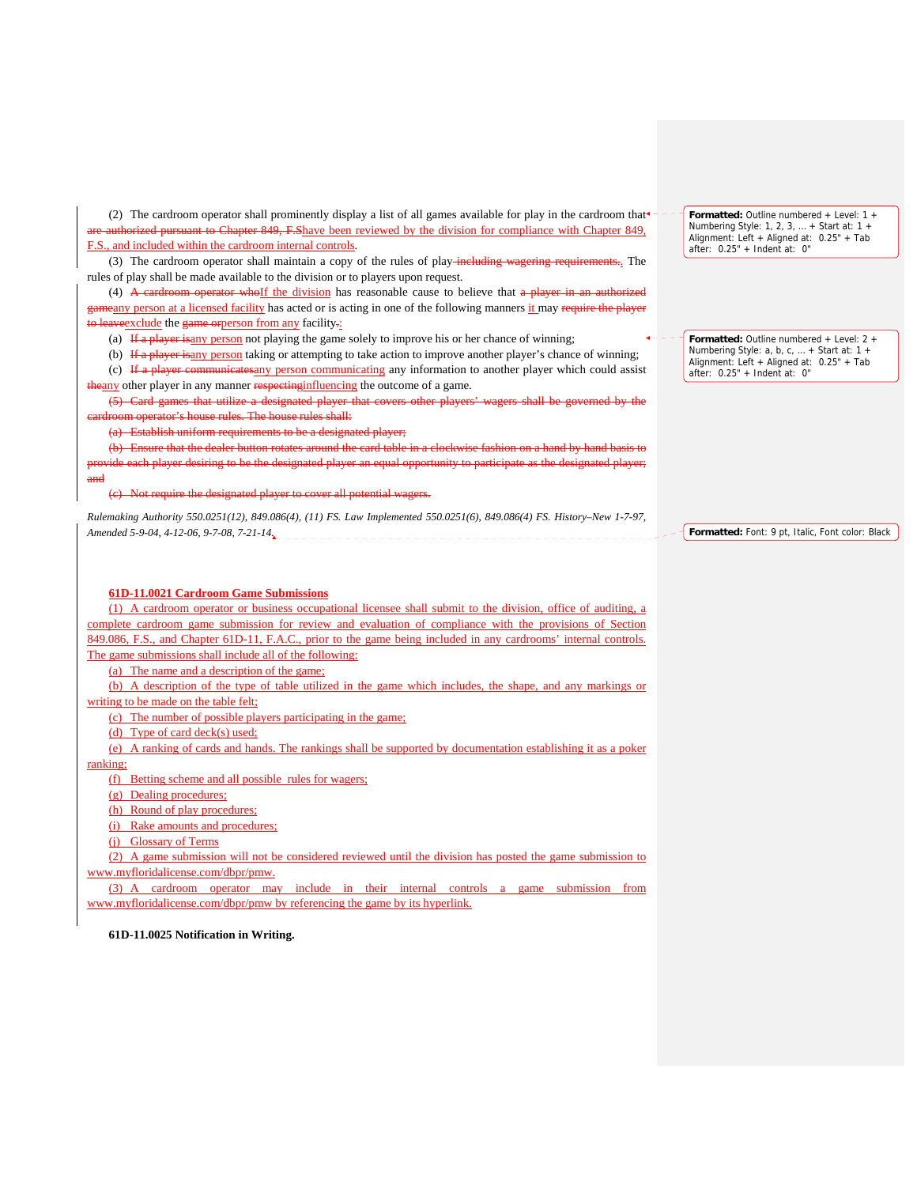(2) The cardroom operator shall prominently display a list of all games available for play in the cardroom that ~~are authorized pursuant to Chapter 849, F.S~~have been reviewed by the division for compliance with Chapter 849, F.S., and included within the cardroom internal controls.

(3) The cardroom operator shall maintain a copy of the rules of play~~ including wagering requirements.~~. The rules of play shall be made available to the division or to players upon request.

(4) ~~A cardroom operator who~~If the division has reasonable cause to believe that ~~a player in an authorized game~~any person at a licensed facility has acted or is acting in one of the following manners it may ~~require the player to leave~~exclude the ~~game or~~person from any facility.~~:~~:

(a) ~~If a player is~~any person not playing the game solely to improve his or her chance of winning;

(b) ~~If a player is~~any person taking or attempting to take action to improve another player's chance of winning;

(c) ~~If a player communicates~~any person communicating any information to another player which could assist ~~the~~any other player in any manner ~~respecting~~influencing the outcome of a game.

~~(5) Card games that utilize a designated player that covers other players' wagers shall be governed by the cardroom operator's house rules. The house rules shall:~~

~~(a) Establish uniform requirements to be a designated player;~~

~~(b) Ensure that the dealer button rotates around the card table in a clockwise fashion on a hand by hand basis to provide each player desiring to be the designated player an equal opportunity to participate as the designated player; and~~

~~(c) Not require the designated player to cover all potential wagers.~~

*Rulemaking Authority 550.0251(12), 849.086(4), (11) FS. Law Implemented 550.0251(6), 849.086(4) FS. History–New 1-7-97, Amended 5-9-04, 4-12-06, 9-7-08, 7-21-14,.*

**61D-11.0021 Cardroom Game Submissions**

(1) A cardroom operator or business occupational licensee shall submit to the division, office of auditing, a complete cardroom game submission for review and evaluation of compliance with the provisions of Section 849.086, F.S., and Chapter 61D-11, F.A.C., prior to the game being included in any cardrooms' internal controls. The game submissions shall include all of the following:

(a) The name and a description of the game;

(b) A description of the type of table utilized in the game which includes, the shape, and any markings or writing to be made on the table felt;

(c) The number of possible players participating in the game;

(d) Type of card deck(s) used;

(e) A ranking of cards and hands. The rankings shall be supported by documentation establishing it as a poker ranking;

(f) Betting scheme and all possible rules for wagers;

(g) Dealing procedures;

(h) Round of play procedures;

(i) Rake amounts and procedures;

(j) Glossary of Terms

(2) A game submission will not be considered reviewed until the division has posted the game submission to www.myfloridalicense.com/dbpr/pmw.

(3) A cardroom operator may include in their internal controls a game submission from www.myfloridalicense.com/dbpr/pmw by referencing the game by its hyperlink.

**61D-11.0025 Notification in Writing.**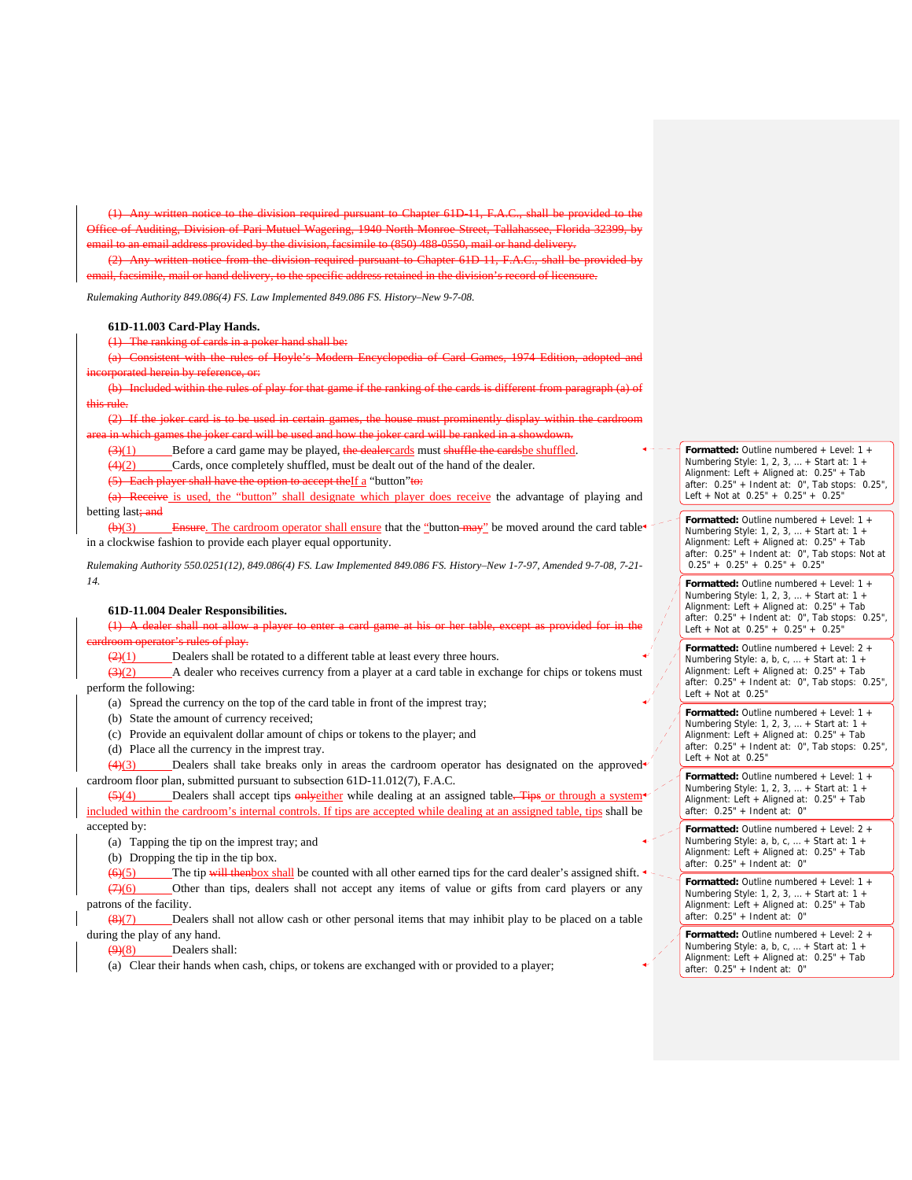~~(1) Any written notice to the division required pursuant to Chapter 61D-11, F.A.C., shall be provided to the Office of Auditing, Division of Pari-Mutuel Wagering, 1940 North Monroe Street, Tallahassee, Florida 32399, by email to an email address provided by the division, facsimile to (850) 488-0550, mail or hand delivery.~~

~~(2) Any written notice from the division required pursuant to Chapter 61D-11, F.A.C., shall be provided by email, facsimile, mail or hand delivery, to the specific address retained in the division's record of licensure.~~

*Rulemaking Authority 849.086(4) FS. Law Implemented 849.086 FS. History–New 9-7-08.*

**61D-11.003 Card-Play Hands.**

~~(1) The ranking of cards in a poker hand shall be:~~

~~(a) Consistent with the rules of Hoyle's Modern Encyclopedia of Card Games, 1974 Edition, adopted and incorporated herein by reference, or:~~

~~(b) Included within the rules of play for that game if the ranking of the cards is different from paragraph (a) of this rule.~~

~~(2) If the joker card is to be used in certain games, the house must prominently display within the cardroom area in which games the joker card will be used and how the joker card will be ranked in a showdown.~~

~~(3)~~(1) Before a card game may be played, ~~the dealer~~cards must ~~shuffle the cards~~be shuffled.

~~(4)~~(2) Cards, once completely shuffled, must be dealt out of the hand of the dealer.

~~(5) Each player shall have the option to accept the~~If a "button"~~to:~~

~~(a) Receive~~ is used, the "button" shall designate which player does receive the advantage of playing and betting last~~; and~~

~~(b)~~(3) ~~Ensure~~. The cardroom operator shall ensure that the "button ~~may~~" be moved around the card table in a clockwise fashion to provide each player equal opportunity.

*Rulemaking Authority 550.0251(12), 849.086(4) FS. Law Implemented 849.086 FS. History–New 1-7-97, Amended 9-7-08, 7-21-14.*

**61D-11.004 Dealer Responsibilities.**

~~(1) A dealer shall not allow a player to enter a card game at his or her table, except as provided for in the cardroom operator's rules of play.~~

~~(2)~~(1) Dealers shall be rotated to a different table at least every three hours.

~~(3)~~(2) A dealer who receives currency from a player at a card table in exchange for chips or tokens must perform the following:

(a) Spread the currency on the top of the card table in front of the impress tray;

(b) State the amount of currency received;

(c) Provide an equivalent dollar amount of chips or tokens to the player; and

(d) Place all the currency in the impress tray.

~~(4)~~(3) Dealers shall take breaks only in areas the cardroom operator has designated on the approved cardroom floor plan, submitted pursuant to subsection 61D-11.012(7), F.A.C.

~~(5)~~(4) Dealers shall accept tips ~~only~~either while dealing at an assigned table~~. Tips~~ or through a system included within the cardroom's internal controls. If tips are accepted while dealing at an assigned table, tips shall be accepted by:

(a) Tapping the tip on the impress tray; and

(b) Dropping the tip in the tip box.

~~(6)~~(5) The tip ~~will then~~box shall be counted with all other earned tips for the card dealer's assigned shift.

~~(7)~~(6) Other than tips, dealers shall not accept any items of value or gifts from card players or any patrons of the facility.

~~(8)~~(7) Dealers shall not allow cash or other personal items that may inhibit play to be placed on a table during the play of any hand.

~~(9)~~(8) Dealers shall:

(a) Clear their hands when cash, chips, or tokens are exchanged with or provided to a player;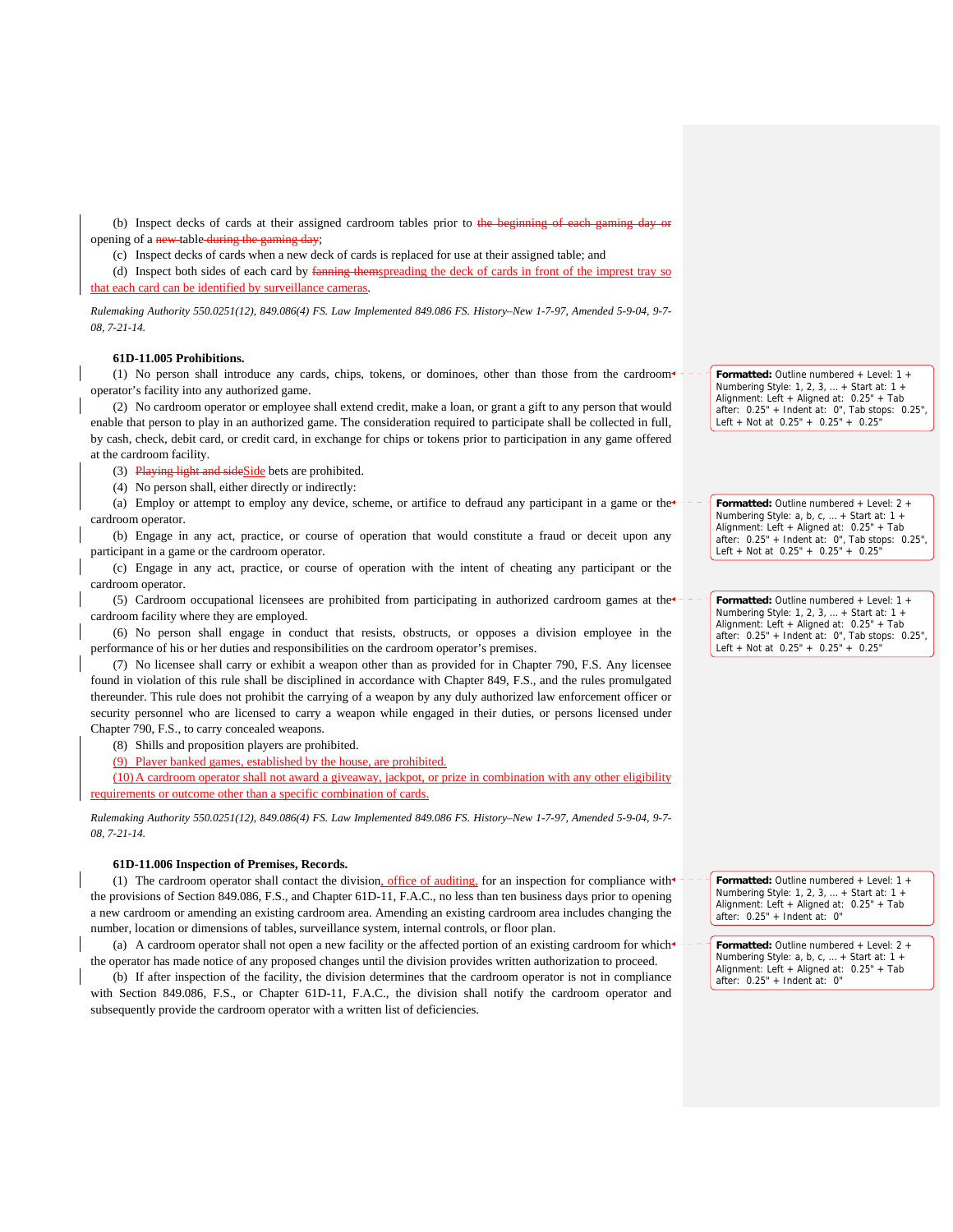(b) Inspect decks of cards at their assigned cardroom tables prior to ~~the beginning of each gaming day or~~ opening of a ~~new~~ table ~~during the gaming day~~;

(c) Inspect decks of cards when a new deck of cards is replaced for use at their assigned table; and

(d) Inspect both sides of each card by ~~fanning them~~spreading the deck of cards in front of the imprest tray so that each card can be identified by surveillance cameras.

*Rulemaking Authority 550.0251(12), 849.086(4) FS. Law Implemented 849.086 FS. History–New 1-7-97, Amended 5-9-04, 9-7-08, 7-21-14.*

**61D-11.005 Prohibitions.**

(1) No person shall introduce any cards, chips, tokens, or dominoes, other than those from the cardroom operator's facility into any authorized game.

(2) No cardroom operator or employee shall extend credit, make a loan, or grant a gift to any person that would enable that person to play in an authorized game. The consideration required to participate shall be collected in full, by cash, check, debit card, or credit card, in exchange for chips or tokens prior to participation in any game offered at the cardroom facility.

(3) ~~Playing light and side~~Side bets are prohibited.

(4) No person shall, either directly or indirectly:

(a) Employ or attempt to employ any device, scheme, or artifice to defraud any participant in a game or the cardroom operator.

(b) Engage in any act, practice, or course of operation that would constitute a fraud or deceit upon any participant in a game or the cardroom operator.

(c) Engage in any act, practice, or course of operation with the intent of cheating any participant or the cardroom operator.

(5) Cardroom occupational licensees are prohibited from participating in authorized cardroom games at the cardroom facility where they are employed.

(6) No person shall engage in conduct that resists, obstructs, or opposes a division employee in the performance of his or her duties and responsibilities on the cardroom operator's premises.

(7) No licensee shall carry or exhibit a weapon other than as provided for in Chapter 790, F.S. Any licensee found in violation of this rule shall be disciplined in accordance with Chapter 849, F.S., and the rules promulgated thereunder. This rule does not prohibit the carrying of a weapon by any duly authorized law enforcement officer or security personnel who are licensed to carry a weapon while engaged in their duties, or persons licensed under Chapter 790, F.S., to carry concealed weapons.

(8) Shills and proposition players are prohibited.

(9) Player banked games, established by the house, are prohibited.

(10) A cardroom operator shall not award a giveaway, jackpot, or prize in combination with any other eligibility requirements or outcome other than a specific combination of cards.

*Rulemaking Authority 550.0251(12), 849.086(4) FS. Law Implemented 849.086 FS. History–New 1-7-97, Amended 5-9-04, 9-7-08, 7-21-14.*

**61D-11.006 Inspection of Premises, Records.**

(1) The cardroom operator shall contact the division, office of auditing, for an inspection for compliance with the provisions of Section 849.086, F.S., and Chapter 61D-11, F.A.C., no less than ten business days prior to opening a new cardroom or amending an existing cardroom area. Amending an existing cardroom area includes changing the number, location or dimensions of tables, surveillance system, internal controls, or floor plan.

(a) A cardroom operator shall not open a new facility or the affected portion of an existing cardroom for which the operator has made notice of any proposed changes until the division provides written authorization to proceed.

(b) If after inspection of the facility, the division determines that the cardroom operator is not in compliance with Section 849.086, F.S., or Chapter 61D-11, F.A.C., the division shall notify the cardroom operator and subsequently provide the cardroom operator with a written list of deficiencies.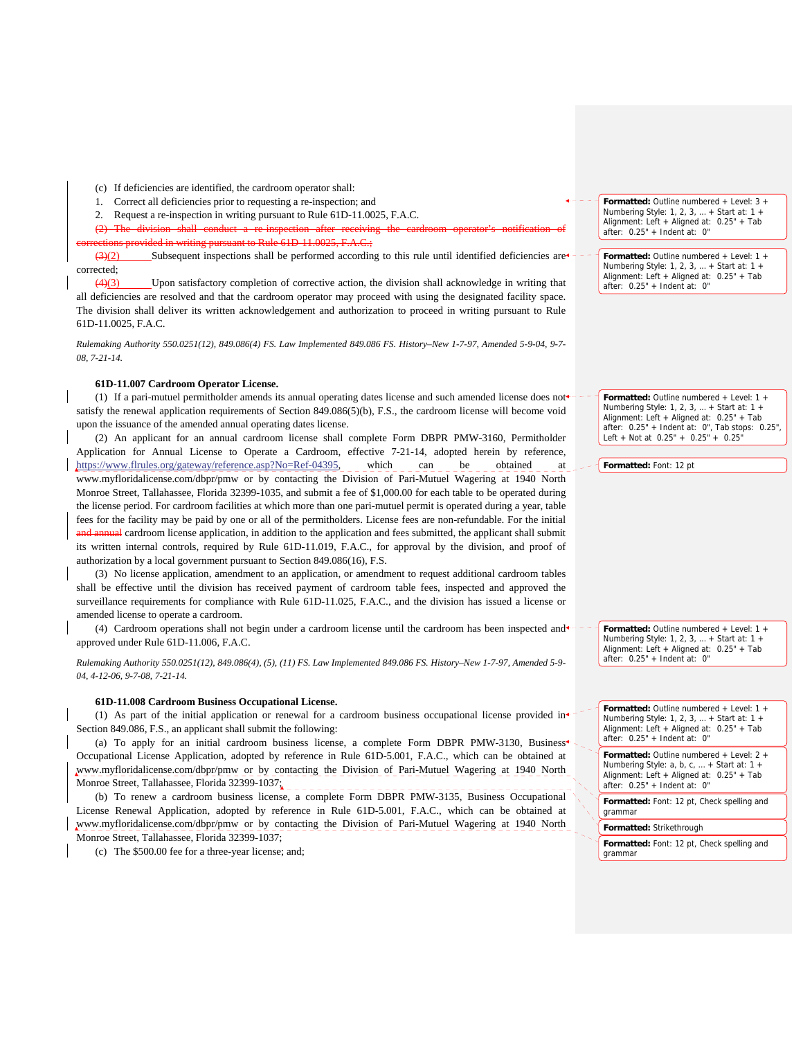(c) If deficiencies are identified, the cardroom operator shall:

1. Correct all deficiencies prior to requesting a re-inspection; and
2. Request a re-inspection in writing pursuant to Rule 61D-11.0025, F.A.C.

~~(2) The division shall conduct a re-inspection after receiving the cardroom operator's notification of corrections provided in writing pursuant to Rule 61D-11.0025, F.A.C.;~~

~~(3)~~(2) Subsequent inspections shall be performed according to this rule until identified deficiencies are corrected;

~~(4)~~(3) Upon satisfactory completion of corrective action, the division shall acknowledge in writing that all deficiencies are resolved and that the cardroom operator may proceed with using the designated facility space. The division shall deliver its written acknowledgement and authorization to proceed in writing pursuant to Rule 61D-11.0025, F.A.C.

*Rulemaking Authority 550.0251(12), 849.086(4) FS. Law Implemented 849.086 FS. History–New 1-7-97, Amended 5-9-04, 9-7-08, 7-21-14.*

**61D-11.007 Cardroom Operator License.**

(1) If a pari-mutuel permitholder amends its annual operating dates license and such amended license does not satisfy the renewal application requirements of Section 849.086(5)(b), F.S., the cardroom license will become void upon the issuance of the amended annual operating dates license.

(2) An applicant for an annual cardroom license shall complete Form DBPR PMW-3160, Permitholder Application for Annual License to Operate a Cardroom, effective 7-21-14, adopted herein by reference, https://www.flrules.org/gateway/reference.asp?No=Ref-04395, which can be obtained at www.myfloridalicense.com/dbpr/pmw or by contacting the Division of Pari-Mutuel Wagering at 1940 North Monroe Street, Tallahassee, Florida 32399-1035, and submit a fee of $1,000.00 for each table to be operated during the license period. For cardroom facilities at which more than one pari-mutuel permit is operated during a year, table fees for the facility may be paid by one or all of the permitholders. License fees are non-refundable. For the initial ~~and annual~~ cardroom license application, in addition to the application and fees submitted, the applicant shall submit its written internal controls, required by Rule 61D-11.019, F.A.C., for approval by the division, and proof of authorization by a local government pursuant to Section 849.086(16), F.S.

(3) No license application, amendment to an application, or amendment to request additional cardroom tables shall be effective until the division has received payment of cardroom table fees, inspected and approved the surveillance requirements for compliance with Rule 61D-11.025, F.A.C., and the division has issued a license or amended license to operate a cardroom.

(4) Cardroom operations shall not begin under a cardroom license until the cardroom has been inspected and approved under Rule 61D-11.006, F.A.C.

*Rulemaking Authority 550.0251(12), 849.086(4), (5), (11) FS. Law Implemented 849.086 FS. History–New 1-7-97, Amended 5-9-04, 4-12-06, 9-7-08, 7-21-14.*

**61D-11.008 Cardroom Business Occupational License.**

(1) As part of the initial application or renewal for a cardroom business occupational license provided in Section 849.086, F.S., an applicant shall submit the following:

(a) To apply for an initial cardroom business license, a complete Form DBPR PMW-3130, Business Occupational License Application, adopted by reference in Rule 61D-5.001, F.A.C., which can be obtained at www.myfloridalicense.com/dbpr/pmw or by contacting the Division of Pari-Mutuel Wagering at 1940 North Monroe Street, Tallahassee, Florida 32399-1037;

(b) To renew a cardroom business license, a complete Form DBPR PMW-3135, Business Occupational License Renewal Application, adopted by reference in Rule 61D-5.001, F.A.C., which can be obtained at www.myfloridalicense.com/dbpr/pmw or by contacting the Division of Pari-Mutuel Wagering at 1940 North Monroe Street, Tallahassee, Florida 32399-1037;

(c) The $500.00 fee for a three-year license; and;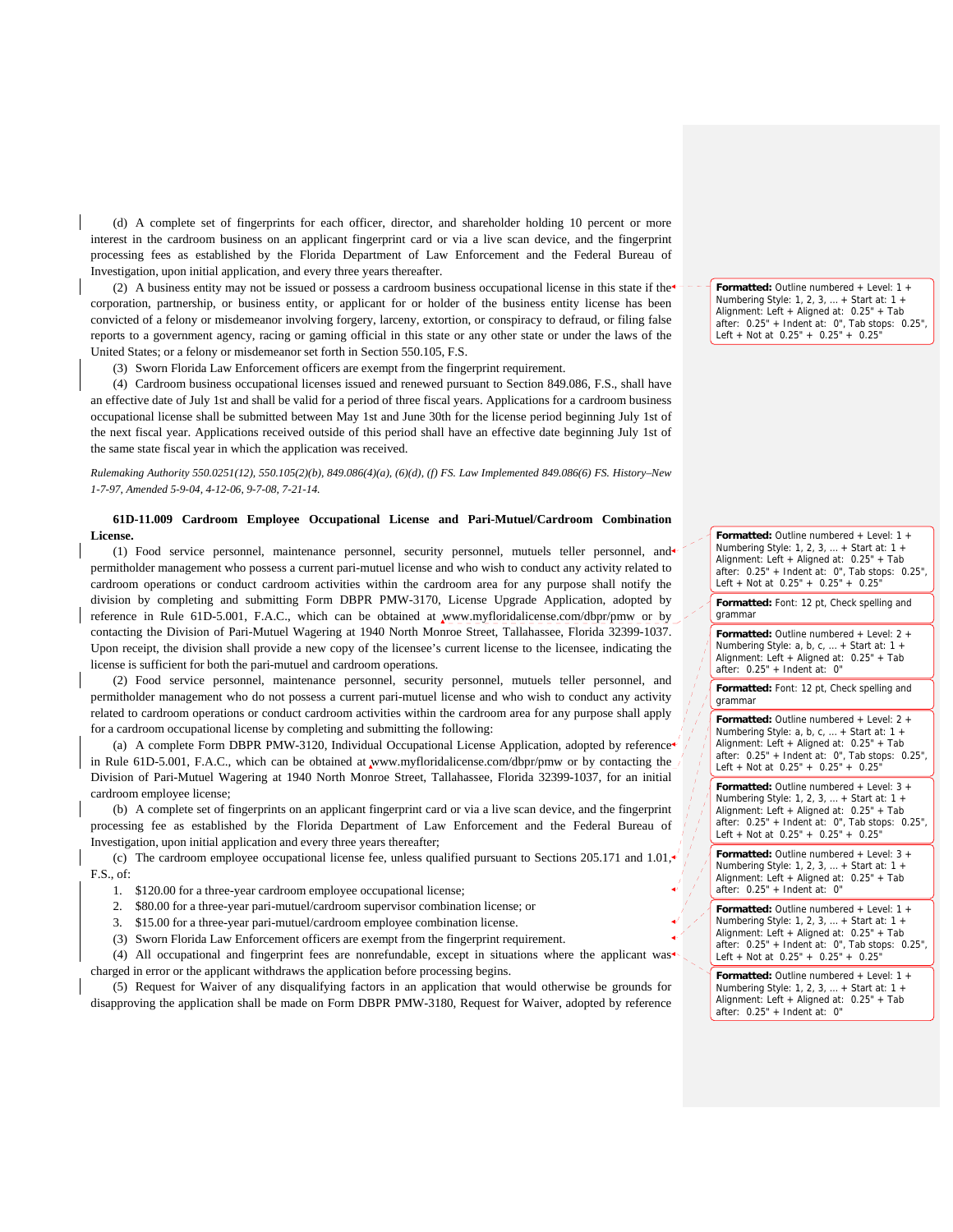(d) A complete set of fingerprints for each officer, director, and shareholder holding 10 percent or more interest in the cardroom business on an applicant fingerprint card or via a live scan device, and the fingerprint processing fees as established by the Florida Department of Law Enforcement and the Federal Bureau of Investigation, upon initial application, and every three years thereafter.

(2) A business entity may not be issued or possess a cardroom business occupational license in this state if the corporation, partnership, or business entity, or applicant for or holder of the business entity license has been convicted of a felony or misdemeanor involving forgery, larceny, extortion, or conspiracy to defraud, or filing false reports to a government agency, racing or gaming official in this state or any other state or under the laws of the United States; or a felony or misdemeanor set forth in Section 550.105, F.S.

(3) Sworn Florida Law Enforcement officers are exempt from the fingerprint requirement.

(4) Cardroom business occupational licenses issued and renewed pursuant to Section 849.086, F.S., shall have an effective date of July 1st and shall be valid for a period of three fiscal years. Applications for a cardroom business occupational license shall be submitted between May 1st and June 30th for the license period beginning July 1st of the next fiscal year. Applications received outside of this period shall have an effective date beginning July 1st of the same state fiscal year in which the application was received.

*Rulemaking Authority 550.0251(12), 550.105(2)(b), 849.086(4)(a), (6)(d), (f) FS. Law Implemented 849.086(6) FS. History–New 1-7-97, Amended 5-9-04, 4-12-06, 9-7-08, 7-21-14.*

**61D-11.009 Cardroom Employee Occupational License and Pari-Mutuel/Cardroom Combination License.**

(1) Food service personnel, maintenance personnel, security personnel, mutuels teller personnel, and permitholder management who possess a current pari-mutuel license and who wish to conduct any activity related to cardroom operations or conduct cardroom activities within the cardroom area for any purpose shall notify the division by completing and submitting Form DBPR PMW-3170, License Upgrade Application, adopted by reference in Rule 61D-5.001, F.A.C., which can be obtained at www.myfloridalicense.com/dbpr/pmw or by contacting the Division of Pari-Mutuel Wagering at 1940 North Monroe Street, Tallahassee, Florida 32399-1037. Upon receipt, the division shall provide a new copy of the licensee's current license to the licensee, indicating the license is sufficient for both the pari-mutuel and cardroom operations.

(2) Food service personnel, maintenance personnel, security personnel, mutuels teller personnel, and permitholder management who do not possess a current pari-mutuel license and who wish to conduct any activity related to cardroom operations or conduct cardroom activities within the cardroom area for any purpose shall apply for a cardroom occupational license by completing and submitting the following:

(a) A complete Form DBPR PMW-3120, Individual Occupational License Application, adopted by reference in Rule 61D-5.001, F.A.C., which can be obtained at www.myfloridalicense.com/dbpr/pmw or by contacting the Division of Pari-Mutuel Wagering at 1940 North Monroe Street, Tallahassee, Florida 32399-1037, for an initial cardroom employee license;

(b) A complete set of fingerprints on an applicant fingerprint card or via a live scan device, and the fingerprint processing fee as established by the Florida Department of Law Enforcement and the Federal Bureau of Investigation, upon initial application and every three years thereafter;

(c) The cardroom employee occupational license fee, unless qualified pursuant to Sections 205.171 and 1.01, F.S., of:

1. $120.00 for a three-year cardroom employee occupational license;
2. $80.00 for a three-year pari-mutuel/cardroom supervisor combination license; or
3. $15.00 for a three-year pari-mutuel/cardroom employee combination license.

(3) Sworn Florida Law Enforcement officers are exempt from the fingerprint requirement.

(4) All occupational and fingerprint fees are nonrefundable, except in situations where the applicant was charged in error or the applicant withdraws the application before processing begins.

(5) Request for Waiver of any disqualifying factors in an application that would otherwise be grounds for disapproving the application shall be made on Form DBPR PMW-3180, Request for Waiver, adopted by reference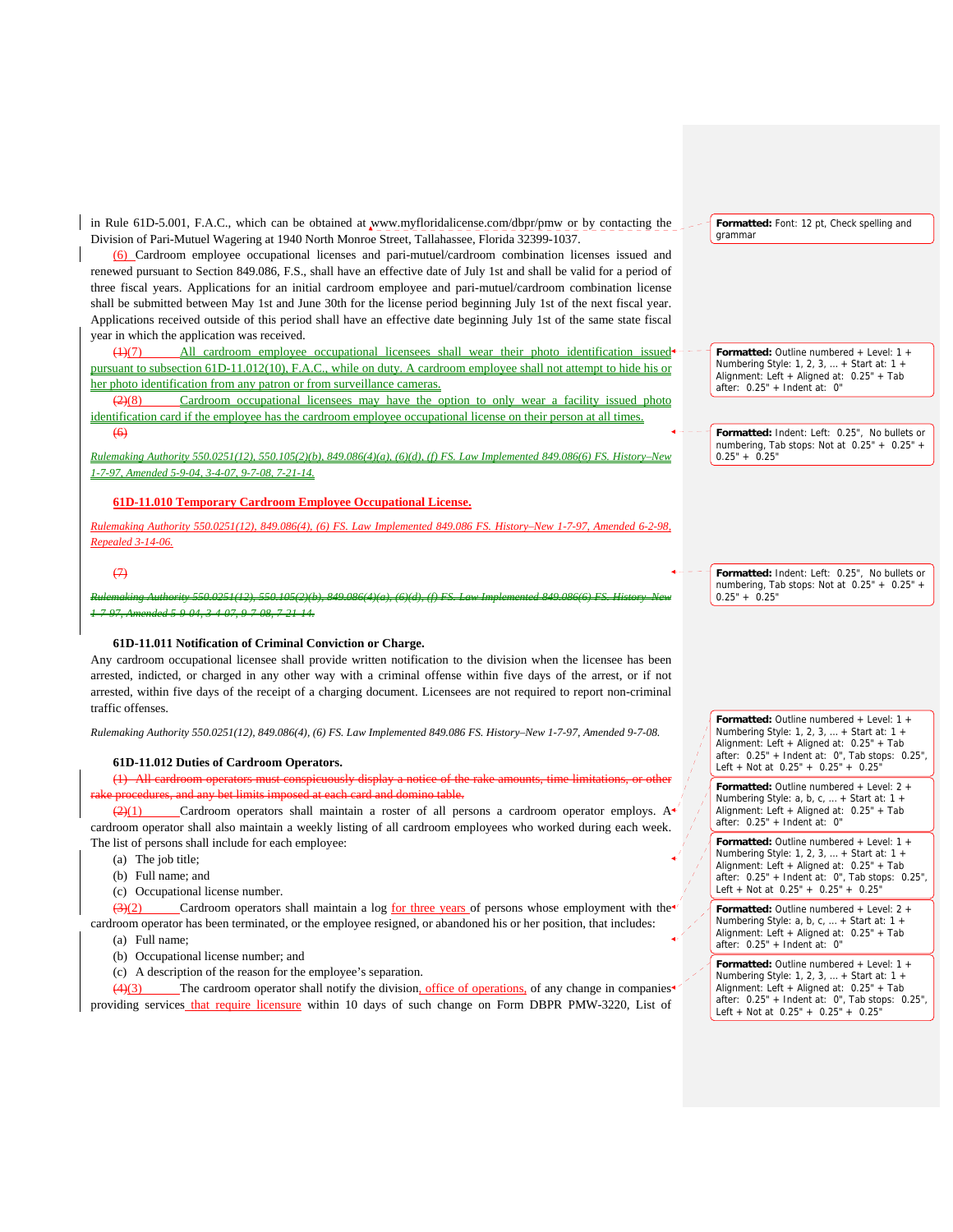in Rule 61D-5.001, F.A.C., which can be obtained at www.myfloridalicense.com/dbpr/pmw or by contacting the Division of Pari-Mutuel Wagering at 1940 North Monroe Street, Tallahassee, Florida 32399-1037.

(6) Cardroom employee occupational licenses and pari-mutuel/cardroom combination licenses issued and renewed pursuant to Section 849.086, F.S., shall have an effective date of July 1st and shall be valid for a period of three fiscal years. Applications for an initial cardroom employee and pari-mutuel/cardroom combination license shall be submitted between May 1st and June 30th for the license period beginning July 1st of the next fiscal year. Applications received outside of this period shall have an effective date beginning July 1st of the same state fiscal year in which the application was received.

~~(1)~~(7) All cardroom employee occupational licensees shall wear their photo identification issued pursuant to subsection 61D-11.012(10), F.A.C., while on duty. A cardroom employee shall not attempt to hide his or her photo identification from any patron or from surveillance cameras.

~~(2)~~(8) Cardroom occupational licensees may have the option to only wear a facility issued photo identification card if the employee has the cardroom employee occupational license on their person at all times.

~~(6)~~

*Rulemaking Authority 550.0251(12), 550.105(2)(b), 849.086(4)(a), (6)(d), (f) FS. Law Implemented 849.086(6) FS. History–New 1-7-97, Amended 5-9-04, 3-4-07, 9-7-08, 7-21-14.*

**61D-11.010 Temporary Cardroom Employee Occupational License.**

*Rulemaking Authority 550.0251(12), 849.086(4), (6) FS. Law Implemented 849.086 FS. History–New 1-7-97, Amended 6-2-98, Repealed 3-14-06.*

~~(7)~~

~~*Rulemaking Authority 550.0251(12), 550.105(2)(b), 849.086(4)(a), (6)(d), (f) FS. Law Implemented 849.086(6) FS. History–New 1-7-97, Amended 5-9-04, 3-4-07, 9-7-08, 7-21-14.*~~

**61D-11.011 Notification of Criminal Conviction or Charge.**

Any cardroom occupational licensee shall provide written notification to the division when the licensee has been arrested, indicted, or charged in any other way with a criminal offense within five days of the arrest, or if not arrested, within five days of the receipt of a charging document. Licensees are not required to report non-criminal traffic offenses.

*Rulemaking Authority 550.0251(12), 849.086(4), (6) FS. Law Implemented 849.086 FS. History–New 1-7-97, Amended 9-7-08.*

**61D-11.012 Duties of Cardroom Operators.**

~~(1) All cardroom operators must conspicuously display a notice of the rake amounts, time limitations, or other rake procedures, and any bet limits imposed at each card and domino table.~~

~~(2)~~(1) Cardroom operators shall maintain a roster of all persons a cardroom operator employs. A cardroom operator shall also maintain a weekly listing of all cardroom employees who worked during each week. The list of persons shall include for each employee:

(a) The job title;

(b) Full name; and

(c) Occupational license number.

~~(3)~~(2) Cardroom operators shall maintain a log for three years of persons whose employment with the cardroom operator has been terminated, or the employee resigned, or abandoned his or her position, that includes:

(a) Full name;

(b) Occupational license number; and

(c) A description of the reason for the employee's separation.

~~(4)~~(3) The cardroom operator shall notify the division, office of operations, of any change in companies providing services that require licensure within 10 days of such change on Form DBPR PMW-3220, List of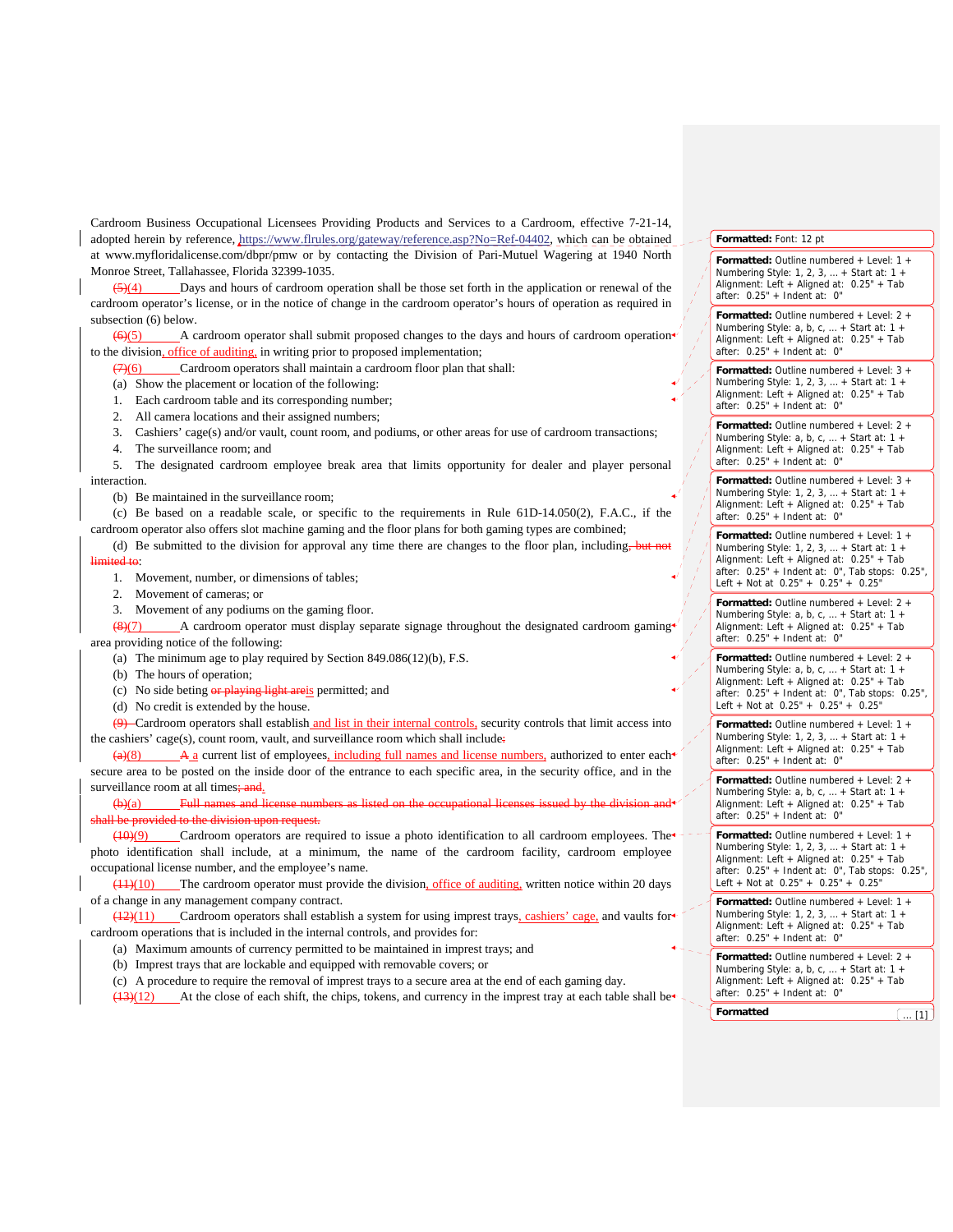Cardroom Business Occupational Licensees Providing Products and Services to a Cardroom, effective 7-21-14, adopted herein by reference, https://www.flrules.org/gateway/reference.asp?No=Ref-04402, which can be obtained at www.myfloridalicense.com/dbpr/pmw or by contacting the Division of Pari-Mutuel Wagering at 1940 North Monroe Street, Tallahassee, Florida 32399-1035.

~~(5)~~(4) Days and hours of cardroom operation shall be those set forth in the application or renewal of the cardroom operator's license, or in the notice of change in the cardroom operator's hours of operation as required in subsection (6) below.

~~(6)~~(5) A cardroom operator shall submit proposed changes to the days and hours of cardroom operation to the division, office of auditing, in writing prior to proposed implementation;

~~(7)~~(6) Cardroom operators shall maintain a cardroom floor plan that shall:

(a) Show the placement or location of the following:

1. Each cardroom table and its corresponding number;
2. All camera locations and their assigned numbers;
3. Cashiers' cage(s) and/or vault, count room, and podiums, or other areas for use of cardroom transactions;
4. The surveillance room; and
5. The designated cardroom employee break area that limits opportunity for dealer and player personal interaction.

(b) Be maintained in the surveillance room;

(c) Be based on a readable scale, or specific to the requirements in Rule 61D-14.050(2), F.A.C., if the cardroom operator also offers slot machine gaming and the floor plans for both gaming types are combined;

(d) Be submitted to the division for approval any time there are changes to the floor plan, including~~, but not limited to~~:

1. Movement, number, or dimensions of tables;
2. Movement of cameras; or
3. Movement of any podiums on the gaming floor.

~~(8)~~(7) A cardroom operator must display separate signage throughout the designated cardroom gaming area providing notice of the following:

(a) The minimum age to play required by Section 849.086(12)(b), F.S.

(b) The hours of operation;

(c) No side beting ~~or playing light are~~is permitted; and

(d) No credit is extended by the house.

~~(9)~~ Cardroom operators shall establish and list in their internal controls, security controls that limit access into the cashiers' cage(s), count room, vault, and surveillance room which shall include~~:~~

~~(a)~~(8) ~~A~~ a current list of employees, including full names and license numbers, authorized to enter each secure area to be posted on the inside door of the entrance to each specific area, in the security office, and in the surveillance room at all times~~; and~~.

~~(b)~~(a) ~~Full names and license numbers as listed on the occupational licenses issued by the division and shall be provided to the division upon request.~~

~~(10)~~(9) Cardroom operators are required to issue a photo identification to all cardroom employees. The photo identification shall include, at a minimum, the name of the cardroom facility, cardroom employee occupational license number, and the employee's name.

~~(11)~~(10) The cardroom operator must provide the division, office of auditing, written notice within 20 days of a change in any management company contract.

~~(12)~~(11) Cardroom operators shall establish a system for using imprest trays, cashiers' cage, and vaults for cardroom operations that is included in the internal controls, and provides for:

(a) Maximum amounts of currency permitted to be maintained in imprest trays; and

(b) Imprest trays that are lockable and equipped with removable covers; or

(c) A procedure to require the removal of imprest trays to a secure area at the end of each gaming day.

~~(13)~~(12) At the close of each shift, the chips, tokens, and currency in the imprest tray at each table shall be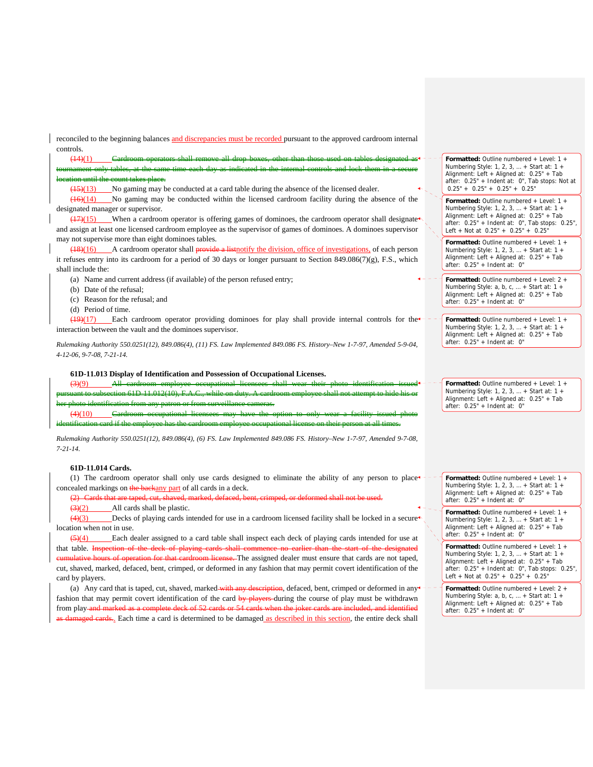reconciled to the beginning balances and discrepancies must be recorded pursuant to the approved cardroom internal controls.

~~(14)~~(1) ~~Cardroom operators shall remove all drop boxes, other than those used on tables designated as tournament only tables, at the same time each day as indicated in the internal controls and lock them in a secure location until the count takes place.~~

~~(15)~~(13) No gaming may be conducted at a card table during the absence of the licensed dealer.

~~(16)~~(14) No gaming may be conducted within the licensed cardroom facility during the absence of the designated manager or supervisor.

~~(17)~~(15) When a cardroom operator is offering games of dominoes, the cardroom operator shall designate and assign at least one licensed cardroom employee as the supervisor of games of dominoes. A dominoes supervisor may not supervise more than eight dominoes tables.

~~(18)~~(16) A cardroom operator shall ~~provide a list~~notify the division, office of investigations, of each person it refuses entry into its cardroom for a period of 30 days or longer pursuant to Section 849.086(7)(g), F.S., which shall include the:

(a) Name and current address (if available) of the person refused entry;

(b) Date of the refusal;

(c) Reason for the refusal; and

(d) Period of time.

~~(19)~~(17) Each cardroom operator providing dominoes for play shall provide internal controls for the interaction between the vault and the dominoes supervisor.

*Rulemaking Authority 550.0251(12), 849.086(4), (11) FS. Law Implemented 849.086 FS. History–New 1-7-97, Amended 5-9-04, 4-12-06, 9-7-08, 7-21-14.*

**61D-11.013 Display of Identification and Possession of Occupational Licenses.**

~~(3)~~(9) ~~All cardroom employee occupational licensees shall wear their photo identification issued pursuant to subsection 61D-11.012(10), F.A.C., while on duty. A cardroom employee shall not attempt to hide his or her photo identification from any patron or from surveillance cameras.~~

~~(4)~~(10) ~~Cardroom occupational licensees may have the option to only wear a facility issued photo identification card if the employee has the cardroom employee occupational license on their person at all times.~~

*Rulemaking Authority 550.0251(12), 849.086(4), (6) FS. Law Implemented 849.086 FS. History–New 1-7-97, Amended 9-7-08, 7-21-14.*

**61D-11.014 Cards.**

(1) The cardroom operator shall only use cards designed to eliminate the ability of any person to place concealed markings on ~~the back~~any part of all cards in a deck.

~~(2) Cards that are taped, cut, shaved, marked, defaced, bent, crimped, or deformed shall not be used.~~

~~(3)~~(2) All cards shall be plastic.

~~(4)~~(3) Decks of playing cards intended for use in a cardroom licensed facility shall be locked in a secure location when not in use.

~~(5)~~(4) Each dealer assigned to a card table shall inspect each deck of playing cards intended for use at that table. ~~Inspection of the deck of playing cards shall commence no earlier than the start of the designated cumulative hours of operation for that cardroom license.~~ The assigned dealer must ensure that cards are not taped, cut, shaved, marked, defaced, bent, crimped, or deformed in any fashion that may permit covert identification of the card by players.

(a) Any card that is taped, cut, shaved, marked ~~with any description~~, defaced, bent, crimped or deformed in any fashion that may permit covert identification of the card ~~by players~~ during the course of play must be withdrawn from play ~~and marked as a complete deck of 52 cards or 54 cards when the joker cards are included, and identified as damaged cards.~~. Each time a card is determined to be damaged as described in this section, the entire deck shall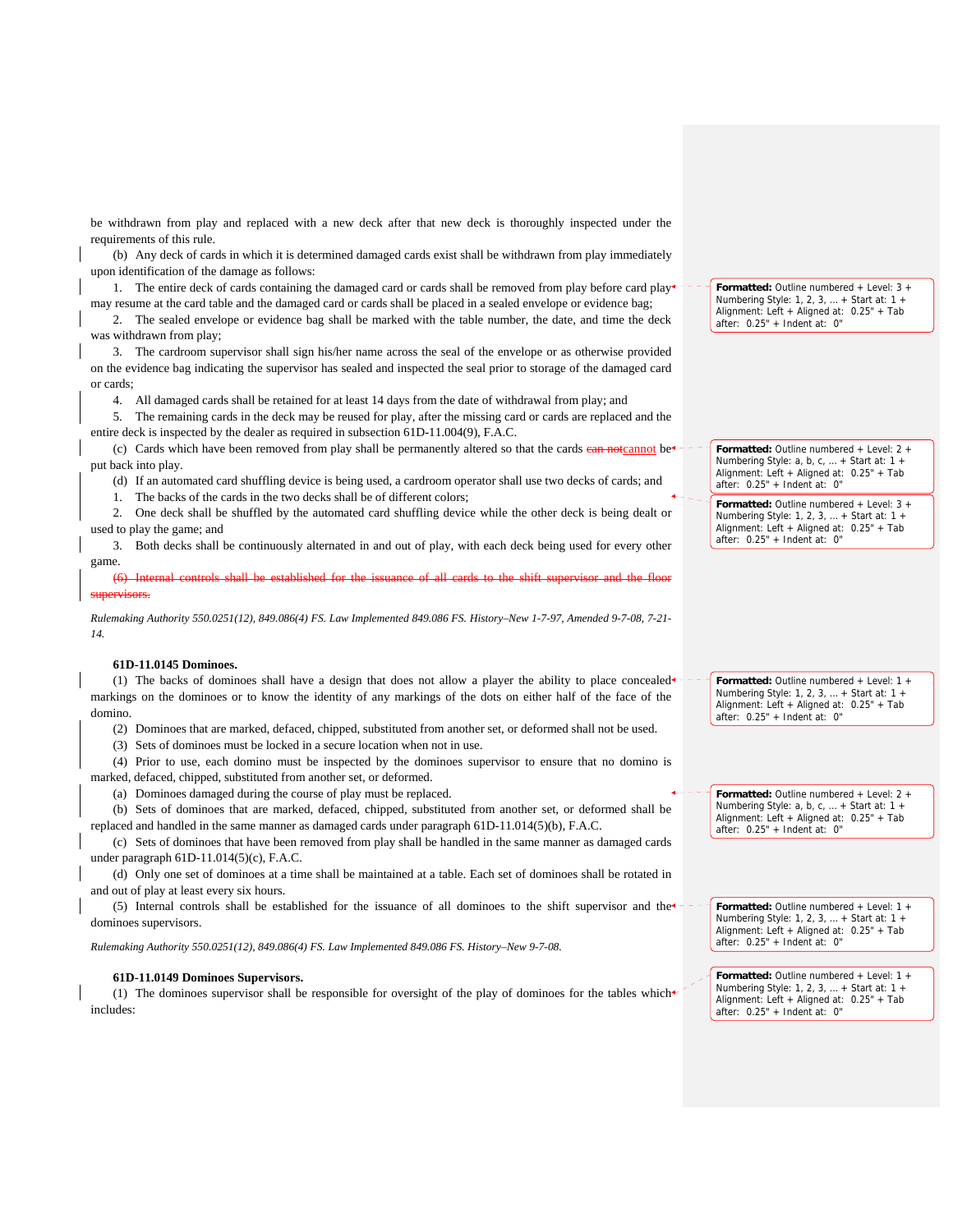be withdrawn from play and replaced with a new deck after that new deck is thoroughly inspected under the requirements of this rule.

(b) Any deck of cards in which it is determined damaged cards exist shall be withdrawn from play immediately upon identification of the damage as follows:

1. The entire deck of cards containing the damaged card or cards shall be removed from play before card play may resume at the card table and the damaged card or cards shall be placed in a sealed envelope or evidence bag;

2. The sealed envelope or evidence bag shall be marked with the table number, the date, and time the deck was withdrawn from play;

3. The cardroom supervisor shall sign his/her name across the seal of the envelope or as otherwise provided on the evidence bag indicating the supervisor has sealed and inspected the seal prior to storage of the damaged card or cards;

4. All damaged cards shall be retained for at least 14 days from the date of withdrawal from play; and

5. The remaining cards in the deck may be reused for play, after the missing card or cards are replaced and the entire deck is inspected by the dealer as required in subsection 61D-11.004(9), F.A.C.

(c) Cards which have been removed from play shall be permanently altered so that the cards ~~can not~~cannot be put back into play.

(d) If an automated card shuffling device is being used, a cardroom operator shall use two decks of cards; and

1. The backs of the cards in the two decks shall be of different colors;

2. One deck shall be shuffled by the automated card shuffling device while the other deck is being dealt or used to play the game; and

3. Both decks shall be continuously alternated in and out of play, with each deck being used for every other game.

~~(6) Internal controls shall be established for the issuance of all cards to the shift supervisor and the floor supervisors.~~

*Rulemaking Authority 550.0251(12), 849.086(4) FS. Law Implemented 849.086 FS. History–New 1-7-97, Amended 9-7-08, 7-21-14.*

**61D-11.0145 Dominoes.**

(1) The backs of dominoes shall have a design that does not allow a player the ability to place concealed markings on the dominoes or to know the identity of any markings of the dots on either half of the face of the domino.

(2) Dominoes that are marked, defaced, chipped, substituted from another set, or deformed shall not be used.

(3) Sets of dominoes must be locked in a secure location when not in use.

(4) Prior to use, each domino must be inspected by the dominoes supervisor to ensure that no domino is marked, defaced, chipped, substituted from another set, or deformed.

(a) Dominoes damaged during the course of play must be replaced.

(b) Sets of dominoes that are marked, defaced, chipped, substituted from another set, or deformed shall be replaced and handled in the same manner as damaged cards under paragraph 61D-11.014(5)(b), F.A.C.

(c) Sets of dominoes that have been removed from play shall be handled in the same manner as damaged cards under paragraph 61D-11.014(5)(c), F.A.C.

(d) Only one set of dominoes at a time shall be maintained at a table. Each set of dominoes shall be rotated in and out of play at least every six hours.

(5) Internal controls shall be established for the issuance of all dominoes to the shift supervisor and the dominoes supervisors.

*Rulemaking Authority 550.0251(12), 849.086(4) FS. Law Implemented 849.086 FS. History–New 9-7-08.*

**61D-11.0149 Dominoes Supervisors.**

(1) The dominoes supervisor shall be responsible for oversight of the play of dominoes for the tables which includes: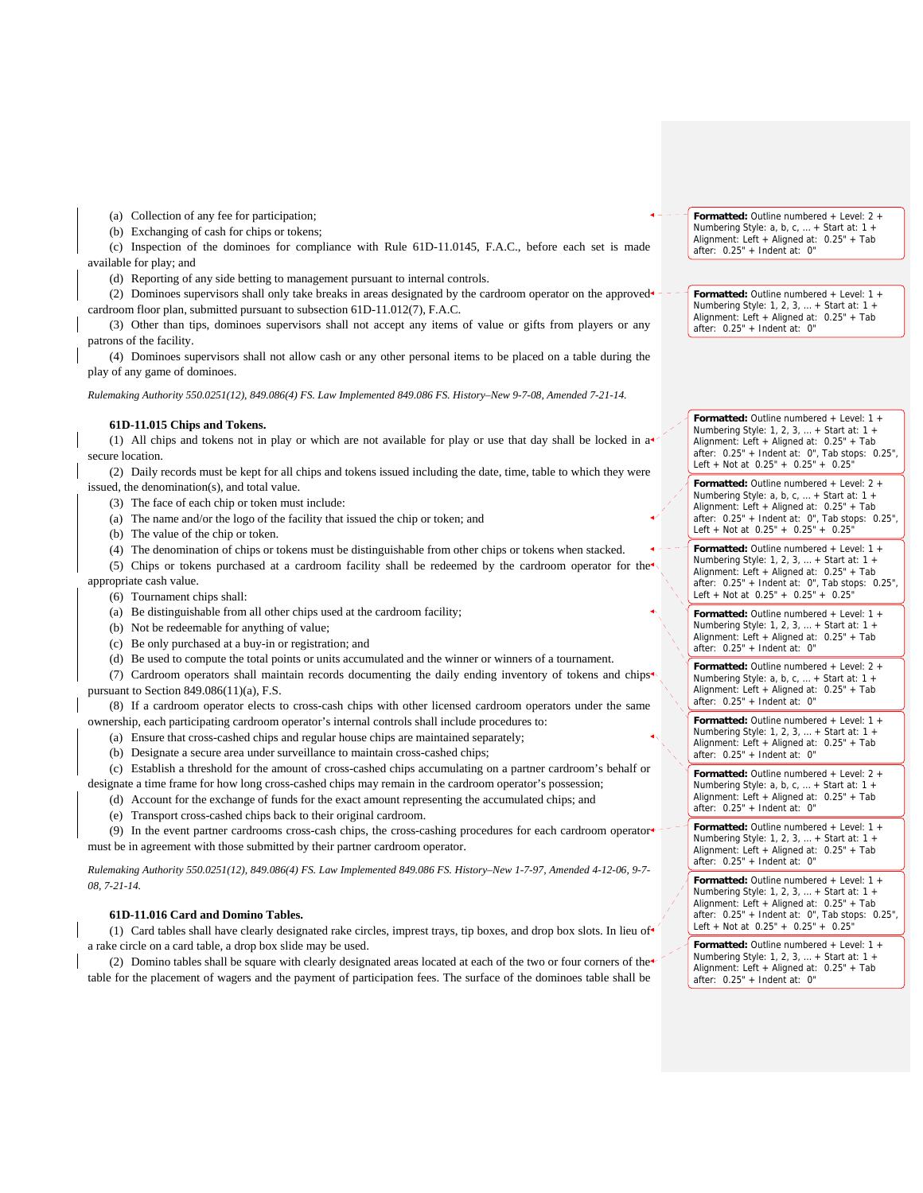(a) Collection of any fee for participation;

(b) Exchanging of cash for chips or tokens;

(c) Inspection of the dominoes for compliance with Rule 61D-11.0145, F.A.C., before each set is made available for play; and

(d) Reporting of any side betting to management pursuant to internal controls.

(2) Dominoes supervisors shall only take breaks in areas designated by the cardroom operator on the approved cardroom floor plan, submitted pursuant to subsection 61D-11.012(7), F.A.C.

(3) Other than tips, dominoes supervisors shall not accept any items of value or gifts from players or any patrons of the facility.

(4) Dominoes supervisors shall not allow cash or any other personal items to be placed on a table during the play of any game of dominoes.

*Rulemaking Authority 550.0251(12), 849.086(4) FS. Law Implemented 849.086 FS. History–New 9-7-08, Amended 7-21-14.*

**61D-11.015 Chips and Tokens.**

(1) All chips and tokens not in play or which are not available for play or use that day shall be locked in a secure location.

(2) Daily records must be kept for all chips and tokens issued including the date, time, table to which they were issued, the denomination(s), and total value.

(3) The face of each chip or token must include:

(a) The name and/or the logo of the facility that issued the chip or token; and

(b) The value of the chip or token.

(4) The denomination of chips or tokens must be distinguishable from other chips or tokens when stacked.

(5) Chips or tokens purchased at a cardroom facility shall be redeemed by the cardroom operator for the appropriate cash value.

(6) Tournament chips shall:

(a) Be distinguishable from all other chips used at the cardroom facility;

(b) Not be redeemable for anything of value;

(c) Be only purchased at a buy-in or registration; and

(d) Be used to compute the total points or units accumulated and the winner or winners of a tournament.

(7) Cardroom operators shall maintain records documenting the daily ending inventory of tokens and chips pursuant to Section 849.086(11)(a), F.S.

(8) If a cardroom operator elects to cross-cash chips with other licensed cardroom operators under the same ownership, each participating cardroom operator's internal controls shall include procedures to:

(a) Ensure that cross-cashed chips and regular house chips are maintained separately;

(b) Designate a secure area under surveillance to maintain cross-cashed chips;

(c) Establish a threshold for the amount of cross-cashed chips accumulating on a partner cardroom's behalf or designate a time frame for how long cross-cashed chips may remain in the cardroom operator's possession;

(d) Account for the exchange of funds for the exact amount representing the accumulated chips; and

(e) Transport cross-cashed chips back to their original cardroom.

(9) In the event partner cardrooms cross-cash chips, the cross-cashing procedures for each cardroom operator must be in agreement with those submitted by their partner cardroom operator.

*Rulemaking Authority 550.0251(12), 849.086(4) FS. Law Implemented 849.086 FS. History–New 1-7-97, Amended 4-12-06, 9-7-08, 7-21-14.*

**61D-11.016 Card and Domino Tables.**

(1) Card tables shall have clearly designated rake circles, imprest trays, tip boxes, and drop box slots. In lieu of a rake circle on a card table, a drop box slide may be used.

(2) Domino tables shall be square with clearly designated areas located at each of the two or four corners of the table for the placement of wagers and the payment of participation fees. The surface of the dominoes table shall be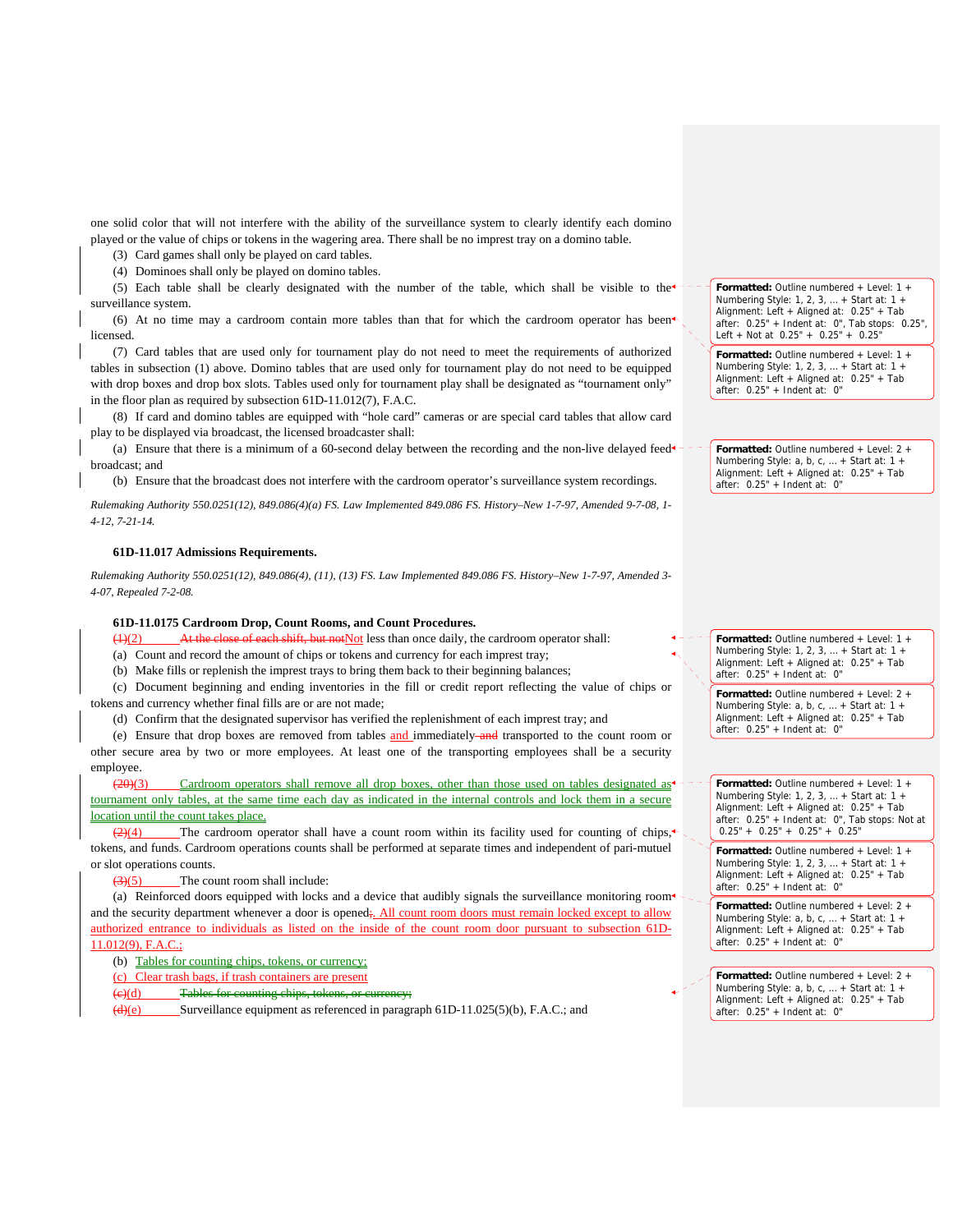one solid color that will not interfere with the ability of the surveillance system to clearly identify each domino played or the value of chips or tokens in the wagering area. There shall be no imprest tray on a domino table.

(3) Card games shall only be played on card tables.

(4) Dominoes shall only be played on domino tables.

(5) Each table shall be clearly designated with the number of the table, which shall be visible to the surveillance system.

(6) At no time may a cardroom contain more tables than that for which the cardroom operator has been licensed.

(7) Card tables that are used only for tournament play do not need to meet the requirements of authorized tables in subsection (1) above. Domino tables that are used only for tournament play do not need to be equipped with drop boxes and drop box slots. Tables used only for tournament play shall be designated as "tournament only" in the floor plan as required by subsection 61D-11.012(7), F.A.C.

(8) If card and domino tables are equipped with "hole card" cameras or are special card tables that allow card play to be displayed via broadcast, the licensed broadcaster shall:

(a) Ensure that there is a minimum of a 60-second delay between the recording and the non-live delayed feed broadcast; and

(b) Ensure that the broadcast does not interfere with the cardroom operator's surveillance system recordings.

*Rulemaking Authority 550.0251(12), 849.086(4)(a) FS. Law Implemented 849.086 FS. History–New 1-7-97, Amended 9-7-08, 1-4-12, 7-21-14.*

**61D-11.017 Admissions Requirements.**

*Rulemaking Authority 550.0251(12), 849.086(4), (11), (13) FS. Law Implemented 849.086 FS. History–New 1-7-97, Amended 3-4-07, Repealed 7-2-08.*

**61D-11.0175 Cardroom Drop, Count Rooms, and Count Procedures.**

~~(1)~~(2) ~~At the close of each shift, but not~~Not less than once daily, the cardroom operator shall:

(a) Count and record the amount of chips or tokens and currency for each imprest tray;

(b) Make fills or replenish the imprest trays to bring them back to their beginning balances;

(c) Document beginning and ending inventories in the fill or credit report reflecting the value of chips or tokens and currency whether final fills are or are not made;

(d) Confirm that the designated supervisor has verified the replenishment of each imprest tray; and

(e) Ensure that drop boxes are removed from tables and immediately ~~and~~ transported to the count room or other secure area by two or more employees. At least one of the transporting employees shall be a security employee.

~~(20)~~(3) Cardroom operators shall remove all drop boxes, other than those used on tables designated as tournament only tables, at the same time each day as indicated in the internal controls and lock them in a secure location until the count takes place.

~~(2)~~(4) The cardroom operator shall have a count room within its facility used for counting of chips, tokens, and funds. Cardroom operations counts shall be performed at separate times and independent of pari-mutuel or slot operations counts.

~~(3)~~(5) The count room shall include:

(a) Reinforced doors equipped with locks and a device that audibly signals the surveillance monitoring room and the security department whenever a door is opened~~;~~. All count room doors must remain locked except to allow authorized entrance to individuals as listed on the inside of the count room door pursuant to subsection 61D-11.012(9), F.A.C.;

(b) Tables for counting chips, tokens, or currency;

(c) Clear trash bags, if trash containers are present

~~(c)~~(d) ~~Tables for counting chips, tokens, or currency;~~

~~(d)~~(e) Surveillance equipment as referenced in paragraph 61D-11.025(5)(b), F.A.C.; and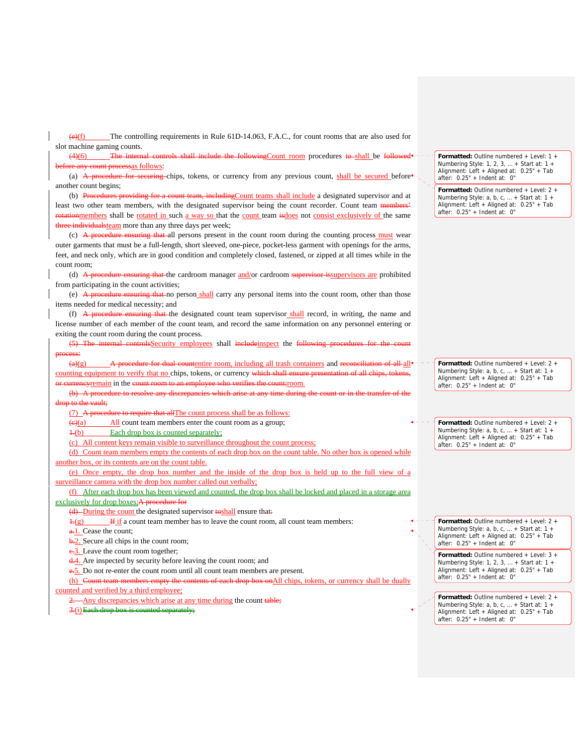(e)(f) The controlling requirements in Rule 61D-14.063, F.A.C., for count rooms that are also used for slot machine gaming counts.

(4)(6) The internal controls shall include the followingCount room procedures to shall be followed before any count processas follows:

(a) A procedure for securing chips, tokens, or currency from any previous count, shall be secured before another count begins;

(b) Procedures providing for a count team, includingCount teams shall include a designated supervisor and at least two other team members, with the designated supervisor being the count recorder. Count team members' rotationmembers shall be rotated in such a way so that the count team isdoes not consist exclusively of the same three individualsteam more than any three days per week;

(c) A procedure ensuring that all persons present in the count room during the counting process must wear outer garments that must be a full-length, short sleeved, one-piece, pocket-less garment with openings for the arms, feet, and neck only, which are in good condition and completely closed, fastened, or zipped at all times while in the count room;

(d) A procedure ensuring that the cardroom manager and/or cardroom supervisor issupervisors are prohibited from participating in the count activities;

(e) A procedure ensuring that no person shall carry any personal items into the count room, other than those items needed for medical necessity; and

(f) A procedure ensuring that the designated count team supervisor shall record, in writing, the name and license number of each member of the count team, and record the same information on any personnel entering or exiting the count room during the count process.

(5) The internal controlsSecurity employees shall includeinspect the following procedures for the count process:

(a)(g) A procedure for dual countentire room, including all trash containers and reconciliation of all all counting equipment to verify that no chips, tokens, or currency which shall ensure presentation of all chips, tokens, or currencyremain in the count room to an employee who verifies the count;room.

(b) A procedure to resolve any discrepancies which arise at any time during the count or in the transfer of the drop to the vault;

(7) A procedure to require that allThe count process shall be as follows:

(c)(a) All count team members enter the count room as a group;

1.(b) Each drop box is counted separately;

(c) All content keys remain visible to surveillance throughout the count process;

(d) Count team members empty the contents of each drop box on the count table. No other box is opened while another box, or its contents are on the count table.

(e) Once empty, the drop box number and the inside of the drop box is held up to the full view of a surveillance camera with the drop box number called out verbally;

(f) After each drop box has been viewed and counted, the drop box shall be locked and placed in a storage area exclusively for drop boxes;A procedure for

(d) During the count the designated supervisor toshall ensure that:

1.(g) If if a count team member has to leave the count room, all count team members:

a.1. Cease the count;

b.2. Secure all chips in the count room;

c.3. Leave the count room together;

d.4. Are inspected by security before leaving the count room; and

e.5. Do not re-enter the count room until all count team members are present.

(h) Count team members empty the contents of each drop box onAll chips, tokens, or currency shall be dually counted and verified by a third employee;

2. Any discrepancies which arise at any time during the count table;

3.(i) Each drop box is counted separately;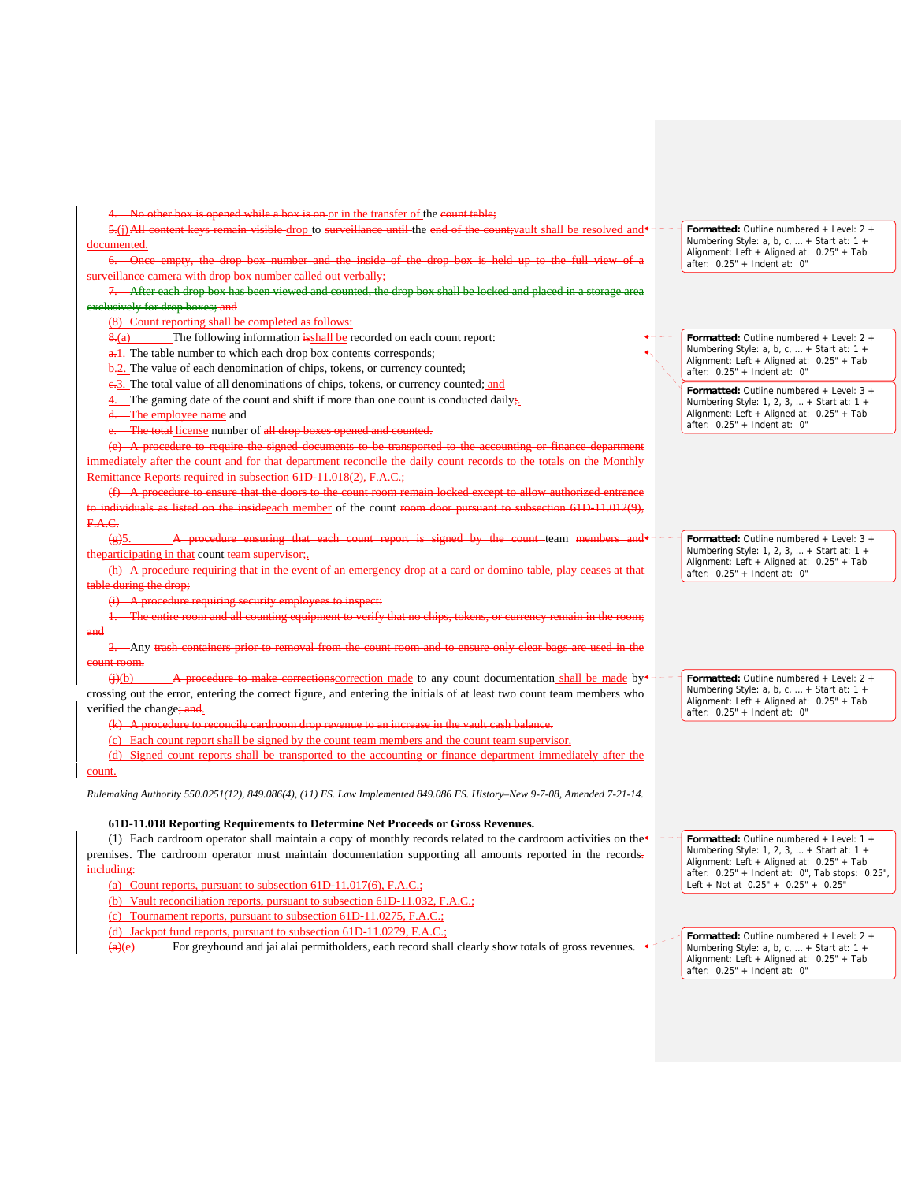4. No other box is opened while a box is on or in the transfer of the count table;

5.(j) All content keys remain visible drop to surveillance until the end of the count;vault shall be resolved and documented.

6. Once empty, the drop box number and the inside of the drop box is held up to the full view of a surveillance camera with drop box number called out verbally;

7. After each drop box has been viewed and counted, the drop box shall be locked and placed in a storage area exclusively for drop boxes; and

(8) Count reporting shall be completed as follows:

8.(a) The following information isshall be recorded on each count report:

a.1. The table number to which each drop box contents corresponds;

b.2. The value of each denomination of chips, tokens, or currency counted;

c.3. The total value of all denominations of chips, tokens, or currency counted; and

4. The gaming date of the count and shift if more than one count is conducted daily;.

d. The employee name and

e. The total license number of all drop boxes opened and counted.

(e) A procedure to require the signed documents to be transported to the accounting or finance department immediately after the count and for that department reconcile the daily count records to the totals on the Monthly Remittance Reports required in subsection 61D-11.018(2), F.A.C.;

(f) A procedure to ensure that the doors to the count room remain locked except to allow authorized entrance to individuals as listed on the insideeach member of the count room door pursuant to subsection 61D-11.012(9), F.A.C.

(g)5. A procedure ensuring that each count report is signed by the count team members and theparticipating in that count team supervisor;.

(h) A procedure requiring that in the event of an emergency drop at a card or domino table, play ceases at that table during the drop;

(i) A procedure requiring security employees to inspect:

1. The entire room and all counting equipment to verify that no chips, tokens, or currency remain in the room; and

2. Any trash containers prior to removal from the count room and to ensure only clear bags are used in the count room.

(j)(b) A procedure to make correctionscorrection made to any count documentation shall be made by crossing out the error, entering the correct figure, and entering the initials of at least two count team members who verified the change; and.

(k) A procedure to reconcile cardroom drop revenue to an increase in the vault cash balance.

(c) Each count report shall be signed by the count team members and the count team supervisor.

(d) Signed count reports shall be transported to the accounting or finance department immediately after the count.

*Rulemaking Authority 550.0251(12), 849.086(4), (11) FS. Law Implemented 849.086 FS. History–New 9-7-08, Amended 7-21-14.*

**61D-11.018 Reporting Requirements to Determine Net Proceeds or Gross Revenues.**

(1) Each cardroom operator shall maintain a copy of monthly records related to the cardroom activities on the premises. The cardroom operator must maintain documentation supporting all amounts reported in the records. including:

(a) Count reports, pursuant to subsection 61D-11.017(6), F.A.C.;

(b) Vault reconciliation reports, pursuant to subsection 61D-11.032, F.A.C.;

(c) Tournament reports, pursuant to subsection 61D-11.0275, F.A.C.;

(d) Jackpot fund reports, pursuant to subsection 61D-11.0279, F.A.C.;

(a)(e) For greyhound and jai alai permitholders, each record shall clearly show totals of gross revenues.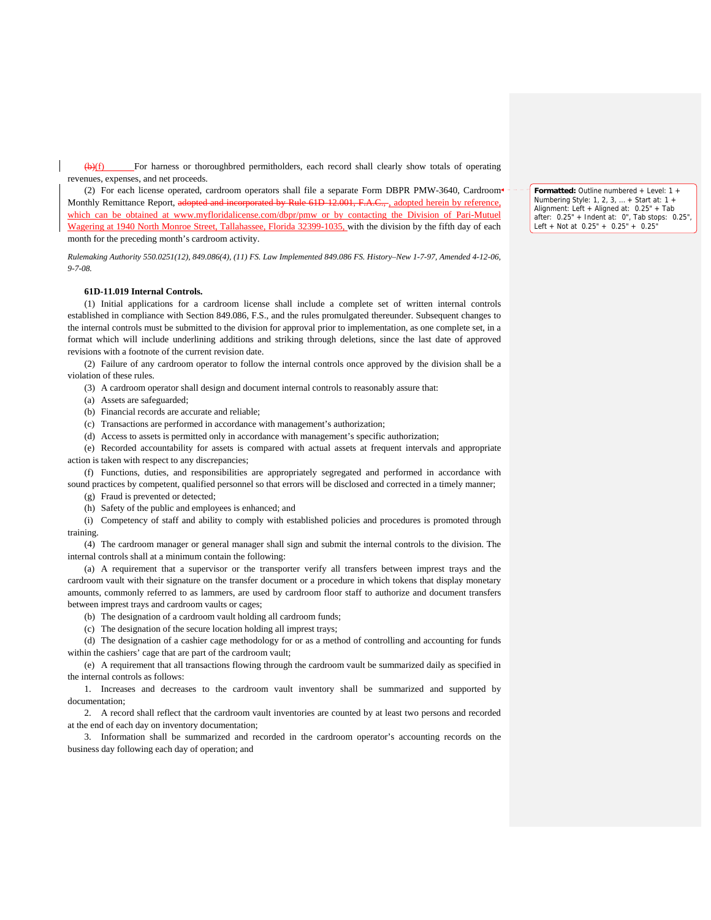~~(b)~~(f) For harness or thoroughbred permitholders, each record shall clearly show totals of operating revenues, expenses, and net proceeds.

(2) For each license operated, cardroom operators shall file a separate Form DBPR PMW-3640, Cardroom Monthly Remittance Report, ~~adopted and incorporated by Rule 61D-12.001, F.A.C.,~~ , adopted herein by reference, which can be obtained at www.myfloridalicense.com/dbpr/pmw or by contacting the Division of Pari-Mutuel Wagering at 1940 North Monroe Street, Tallahassee, Florida 32399-1035, with the division by the fifth day of each month for the preceding month's cardroom activity.

*Rulemaking Authority 550.0251(12), 849.086(4), (11) FS. Law Implemented 849.086 FS. History–New 1-7-97, Amended 4-12-06, 9-7-08.*

**61D-11.019 Internal Controls.**

(1) Initial applications for a cardroom license shall include a complete set of written internal controls established in compliance with Section 849.086, F.S., and the rules promulgated thereunder. Subsequent changes to the internal controls must be submitted to the division for approval prior to implementation, as one complete set, in a format which will include underlining additions and striking through deletions, since the last date of approved revisions with a footnote of the current revision date.

(2) Failure of any cardroom operator to follow the internal controls once approved by the division shall be a violation of these rules.

(3) A cardroom operator shall design and document internal controls to reasonably assure that:

(a) Assets are safeguarded;

(b) Financial records are accurate and reliable;

(c) Transactions are performed in accordance with management's authorization;

(d) Access to assets is permitted only in accordance with management's specific authorization;

(e) Recorded accountability for assets is compared with actual assets at frequent intervals and appropriate action is taken with respect to any discrepancies;

(f) Functions, duties, and responsibilities are appropriately segregated and performed in accordance with sound practices by competent, qualified personnel so that errors will be disclosed and corrected in a timely manner;

(g) Fraud is prevented or detected;

(h) Safety of the public and employees is enhanced; and

(i) Competency of staff and ability to comply with established policies and procedures is promoted through training.

(4) The cardroom manager or general manager shall sign and submit the internal controls to the division. The internal controls shall at a minimum contain the following:

(a) A requirement that a supervisor or the transporter verify all transfers between impress trays and the cardroom vault with their signature on the transfer document or a procedure in which tokens that display monetary amounts, commonly referred to as lammers, are used by cardroom floor staff to authorize and document transfers between impress trays and cardroom vaults or cages;

(b) The designation of a cardroom vault holding all cardroom funds;

(c) The designation of the secure location holding all impress trays;

(d) The designation of a cashier cage methodology for or as a method of controlling and accounting for funds within the cashiers' cage that are part of the cardroom vault;

(e) A requirement that all transactions flowing through the cardroom vault be summarized daily as specified in the internal controls as follows:

1. Increases and decreases to the cardroom vault inventory shall be summarized and supported by documentation;

2. A record shall reflect that the cardroom vault inventories are counted by at least two persons and recorded at the end of each day on inventory documentation;

3. Information shall be summarized and recorded in the cardroom operator's accounting records on the business day following each day of operation; and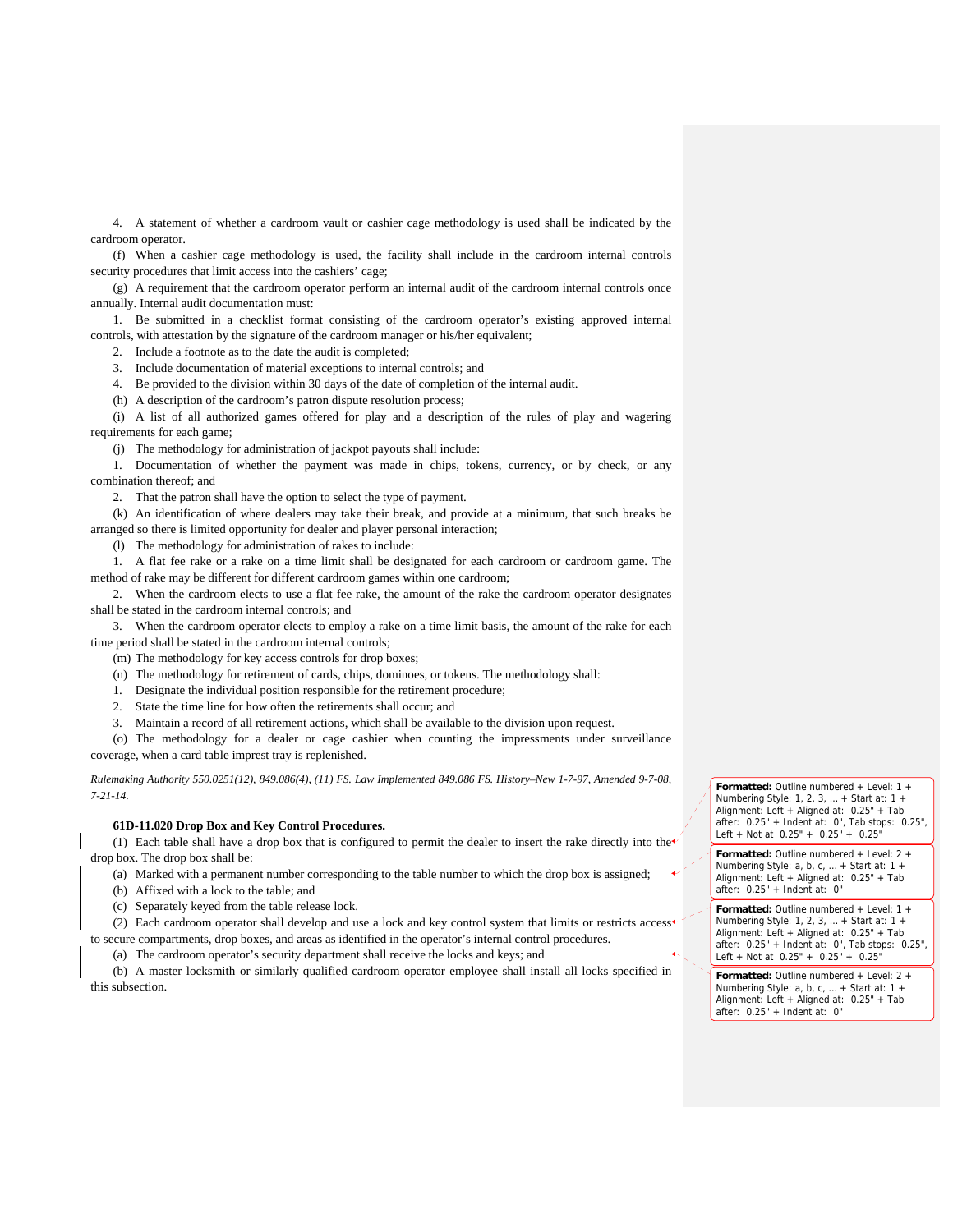4. A statement of whether a cardroom vault or cashier cage methodology is used shall be indicated by the cardroom operator.

(f) When a cashier cage methodology is used, the facility shall include in the cardroom internal controls security procedures that limit access into the cashiers' cage;

(g) A requirement that the cardroom operator perform an internal audit of the cardroom internal controls once annually. Internal audit documentation must:

1. Be submitted in a checklist format consisting of the cardroom operator's existing approved internal controls, with attestation by the signature of the cardroom manager or his/her equivalent;

2. Include a footnote as to the date the audit is completed;

3. Include documentation of material exceptions to internal controls; and

4. Be provided to the division within 30 days of the date of completion of the internal audit.

(h) A description of the cardroom's patron dispute resolution process;

(i) A list of all authorized games offered for play and a description of the rules of play and wagering requirements for each game;

(j) The methodology for administration of jackpot payouts shall include:

1. Documentation of whether the payment was made in chips, tokens, currency, or by check, or any combination thereof; and

2. That the patron shall have the option to select the type of payment.

(k) An identification of where dealers may take their break, and provide at a minimum, that such breaks be arranged so there is limited opportunity for dealer and player personal interaction;

(l) The methodology for administration of rakes to include:

1. A flat fee rake or a rake on a time limit shall be designated for each cardroom or cardroom game. The method of rake may be different for different cardroom games within one cardroom;

2. When the cardroom elects to use a flat fee rake, the amount of the rake the cardroom operator designates shall be stated in the cardroom internal controls; and

3. When the cardroom operator elects to employ a rake on a time limit basis, the amount of the rake for each time period shall be stated in the cardroom internal controls;

(m) The methodology for key access controls for drop boxes;

(n) The methodology for retirement of cards, chips, dominoes, or tokens. The methodology shall:

1. Designate the individual position responsible for the retirement procedure;

2. State the time line for how often the retirements occur; and

3. Maintain a record of all retirement actions, which shall be available to the division upon request.

(o) The methodology for a dealer or cage cashier when counting the impressments under surveillance coverage, when a card table imprest tray is replenished.

*Rulemaking Authority 550.0251(12), 849.086(4), (11) FS. Law Implemented 849.086 FS. History–New 1-7-97, Amended 9-7-08, 7-21-14.*

**61D-11.020 Drop Box and Key Control Procedures.**

(1) Each table shall have a drop box that is configured to permit the dealer to insert the rake directly into the drop box. The drop box shall be:

(a) Marked with a permanent number corresponding to the table number to which the drop box is assigned;

(b) Affixed with a lock to the table; and

(c) Separately keyed from the table release lock.

(2) Each cardroom operator shall develop and use a lock and key control system that limits or restricts access to secure compartments, drop boxes, and areas as identified in the operator's internal control procedures.

(a) The cardroom operator's security department shall receive the locks and keys; and

(b) A master locksmith or similarly qualified cardroom operator employee shall install all locks specified in this subsection.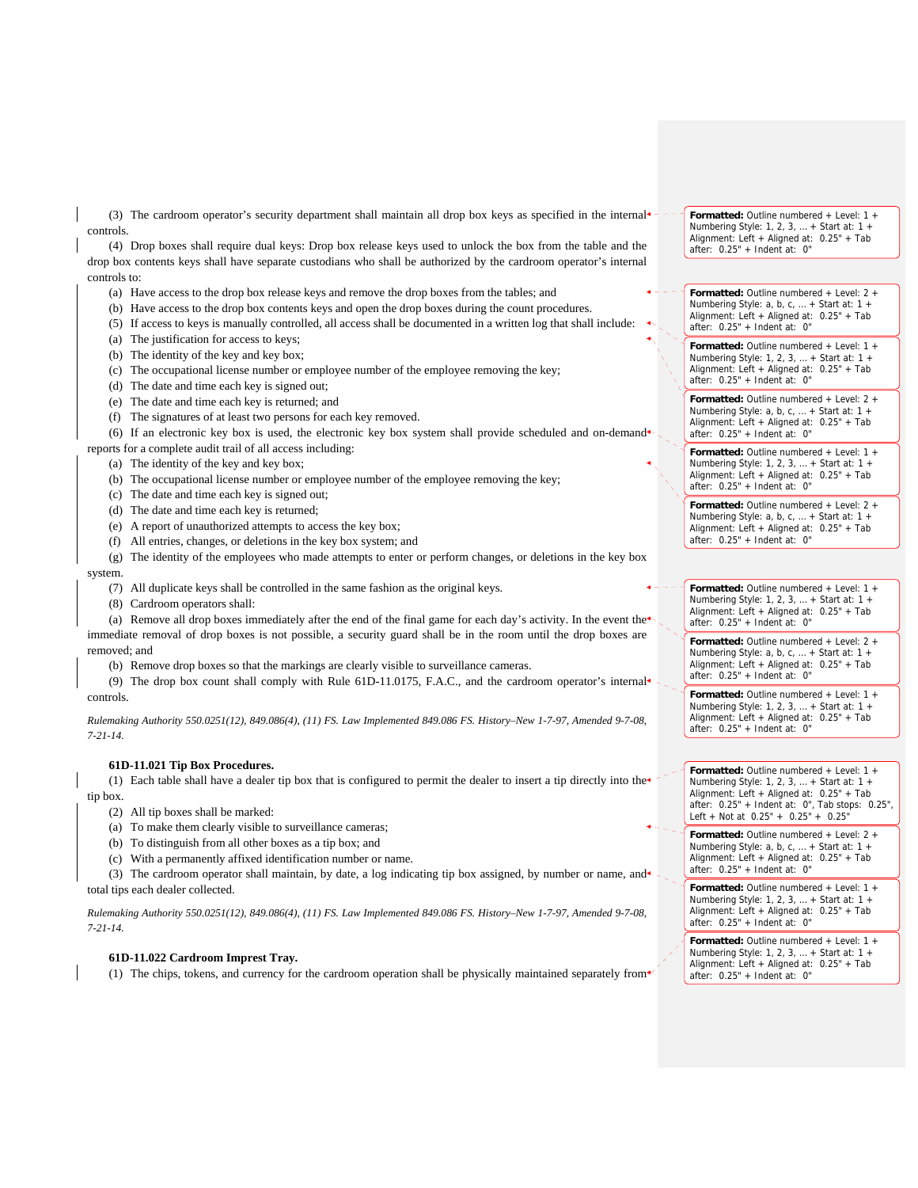(3) The cardroom operator's security department shall maintain all drop box keys as specified in the internal controls.

(4) Drop boxes shall require dual keys: Drop box release keys used to unlock the box from the table and the drop box contents keys shall have separate custodians who shall be authorized by the cardroom operator's internal controls to:

(a) Have access to the drop box release keys and remove the drop boxes from the tables; and

(b) Have access to the drop box contents keys and open the drop boxes during the count procedures.

(5) If access to keys is manually controlled, all access shall be documented in a written log that shall include:

(a) The justification for access to keys;

(b) The identity of the key and key box;

(c) The occupational license number or employee number of the employee removing the key;

(d) The date and time each key is signed out;

(e) The date and time each key is returned; and

(f) The signatures of at least two persons for each key removed.

(6) If an electronic key box is used, the electronic key box system shall provide scheduled and on-demand reports for a complete audit trail of all access including:

(a) The identity of the key and key box;

(b) The occupational license number or employee number of the employee removing the key;

(c) The date and time each key is signed out;

(d) The date and time each key is returned;

(e) A report of unauthorized attempts to access the key box;

(f) All entries, changes, or deletions in the key box system; and

(g) The identity of the employees who made attempts to enter or perform changes, or deletions in the key box system.

(7) All duplicate keys shall be controlled in the same fashion as the original keys.

(8) Cardroom operators shall:

(a) Remove all drop boxes immediately after the end of the final game for each day's activity. In the event the immediate removal of drop boxes is not possible, a security guard shall be in the room until the drop boxes are removed; and

(b) Remove drop boxes so that the markings are clearly visible to surveillance cameras.

(9) The drop box count shall comply with Rule 61D-11.0175, F.A.C., and the cardroom operator's internal controls.

*Rulemaking Authority 550.0251(12), 849.086(4), (11) FS. Law Implemented 849.086 FS. History–New 1-7-97, Amended 9-7-08, 7-21-14.*

**61D-11.021 Tip Box Procedures.**

(1) Each table shall have a dealer tip box that is configured to permit the dealer to insert a tip directly into the tip box.

(2) All tip boxes shall be marked:

(a) To make them clearly visible to surveillance cameras;

(b) To distinguish from all other boxes as a tip box; and

(c) With a permanently affixed identification number or name.

(3) The cardroom operator shall maintain, by date, a log indicating tip box assigned, by number or name, and total tips each dealer collected.

*Rulemaking Authority 550.0251(12), 849.086(4), (11) FS. Law Implemented 849.086 FS. History–New 1-7-97, Amended 9-7-08, 7-21-14.*

**61D-11.022 Cardroom Imprest Tray.**

(1) The chips, tokens, and currency for the cardroom operation shall be physically maintained separately from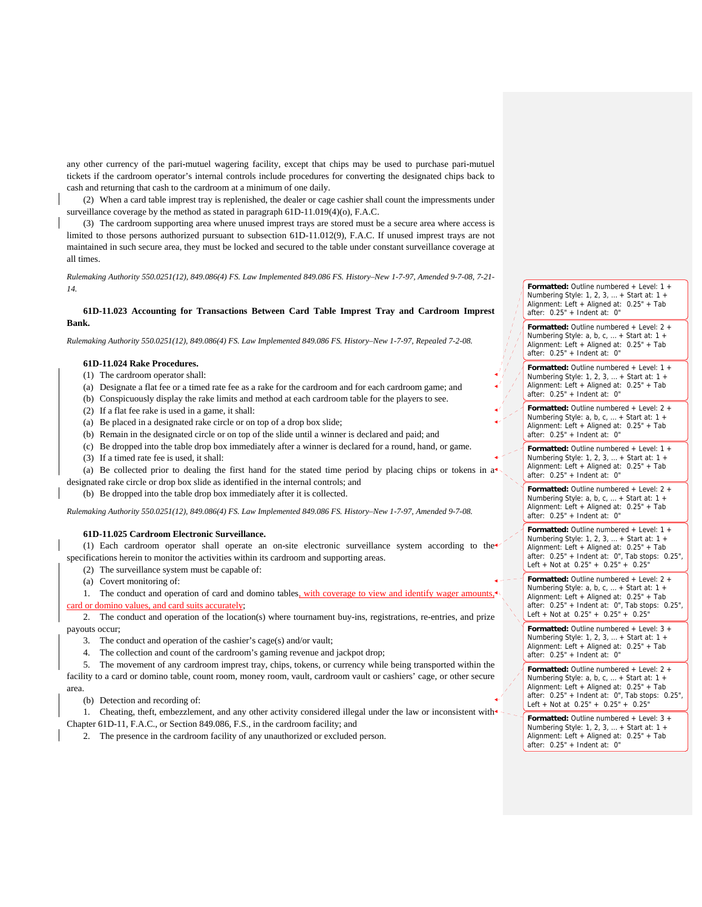any other currency of the pari-mutuel wagering facility, except that chips may be used to purchase pari-mutuel tickets if the cardroom operator's internal controls include procedures for converting the designated chips back to cash and returning that cash to the cardroom at a minimum of one daily.

(2) When a card table impress tray is replenished, the dealer or cage cashier shall count the impressments under surveillance coverage by the method as stated in paragraph 61D-11.019(4)(o), F.A.C.

(3) The cardroom supporting area where unused impress trays are stored must be a secure area where access is limited to those persons authorized pursuant to subsection 61D-11.012(9), F.A.C. If unused impress trays are not maintained in such secure area, they must be locked and secured to the table under constant surveillance coverage at all times.

*Rulemaking Authority 550.0251(12), 849.086(4) FS. Law Implemented 849.086 FS. History–New 1-7-97, Amended 9-7-08, 7-21-14.*

**61D-11.023 Accounting for Transactions Between Card Table Impress Tray and Cardroom Impress Bank.**

*Rulemaking Authority 550.0251(12), 849.086(4) FS. Law Implemented 849.086 FS. History–New 1-7-97, Repealed 7-2-08.*

**61D-11.024 Rake Procedures.**

(1) The cardroom operator shall:

(a) Designate a flat fee or a timed rate fee as a rake for the cardroom and for each cardroom game; and

(b) Conspicuously display the rake limits and method at each cardroom table for the players to see.

(2) If a flat fee rake is used in a game, it shall:

(a) Be placed in a designated rake circle or on top of a drop box slide;

(b) Remain in the designated circle or on top of the slide until a winner is declared and paid; and

(c) Be dropped into the table drop box immediately after a winner is declared for a round, hand, or game.

(3) If a timed rate fee is used, it shall:

(a) Be collected prior to dealing the first hand for the stated time period by placing chips or tokens in a designated rake circle or drop box slide as identified in the internal controls; and

(b) Be dropped into the table drop box immediately after it is collected.

*Rulemaking Authority 550.0251(12), 849.086(4) FS. Law Implemented 849.086 FS. History–New 1-7-97, Amended 9-7-08.*

**61D-11.025 Cardroom Electronic Surveillance.**

(1) Each cardroom operator shall operate an on-site electronic surveillance system according to the specifications herein to monitor the activities within its cardroom and supporting areas.

(2) The surveillance system must be capable of:

(a) Covert monitoring of:

1. The conduct and operation of card and domino tables, with coverage to view and identify wager amounts, card or domino values, and card suits accurately;

2. The conduct and operation of the location(s) where tournament buy-ins, registrations, re-entries, and prize payouts occur;

3. The conduct and operation of the cashier's cage(s) and/or vault;

4. The collection and count of the cardroom's gaming revenue and jackpot drop;

5. The movement of any cardroom imprest tray, chips, tokens, or currency while being transported within the facility to a card or domino table, count room, money room, vault, cardroom vault or cashiers' cage, or other secure area.

(b) Detection and recording of:

1. Cheating, theft, embezzlement, and any other activity considered illegal under the law or inconsistent with Chapter 61D-11, F.A.C., or Section 849.086, F.S., in the cardroom facility; and

2. The presence in the cardroom facility of any unauthorized or excluded person.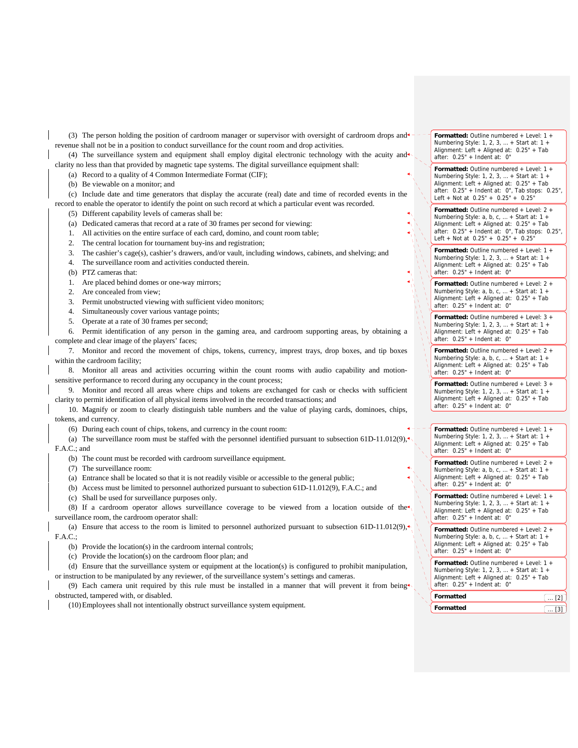(3) The person holding the position of cardroom manager or supervisor with oversight of cardroom drops and revenue shall not be in a position to conduct surveillance for the count room and drop activities.

(4) The surveillance system and equipment shall employ digital electronic technology with the acuity and clarity no less than that provided by magnetic tape systems. The digital surveillance equipment shall:

(a) Record to a quality of 4 Common Intermediate Format (CIF);

(b) Be viewable on a monitor; and

(c) Include date and time generators that display the accurate (real) date and time of recorded events in the record to enable the operator to identify the point on such record at which a particular event was recorded.

(5) Different capability levels of cameras shall be:

(a) Dedicated cameras that record at a rate of 30 frames per second for viewing:

1. All activities on the entire surface of each card, domino, and count room table;
2. The central location for tournament buy-ins and registration;
3. The cashier's cage(s), cashier's drawers, and/or vault, including windows, cabinets, and shelving; and
4. The surveillance room and activities conducted therein.

(b) PTZ cameras that:

1. Are placed behind domes or one-way mirrors;
2. Are concealed from view;
3. Permit unobstructed viewing with sufficient video monitors;
4. Simultaneously cover various vantage points;
5. Operate at a rate of 30 frames per second;
6. Permit identification of any person in the gaming area, and cardroom supporting areas, by obtaining a complete and clear image of the players' faces;
7. Monitor and record the movement of chips, tokens, currency, imprest trays, drop boxes, and tip boxes within the cardroom facility;
8. Monitor all areas and activities occurring within the count rooms with audio capability and motion-sensitive performance to record during any occupancy in the count process;
9. Monitor and record all areas where chips and tokens are exchanged for cash or checks with sufficient clarity to permit identification of all physical items involved in the recorded transactions; and
10. Magnify or zoom to clearly distinguish table numbers and the value of playing cards, dominoes, chips, tokens, and currency.

(6) During each count of chips, tokens, and currency in the count room:

(a) The surveillance room must be staffed with the personnel identified pursuant to subsection 61D-11.012(9), F.A.C.; and

(b) The count must be recorded with cardroom surveillance equipment.

(7) The surveillance room:

(a) Entrance shall be located so that it is not readily visible or accessible to the general public;

(b) Access must be limited to personnel authorized pursuant to subection 61D-11.012(9), F.A.C.; and

(c) Shall be used for surveillance purposes only.

(8) If a cardroom operator allows surveillance coverage to be viewed from a location outside of the surveillance room, the cardroom operator shall:

(a) Ensure that access to the room is limited to personnel authorized pursuant to subsection 61D-11.012(9), F.A.C.;

(b) Provide the location(s) in the cardroom internal controls;

(c) Provide the location(s) on the cardroom floor plan; and

(d) Ensure that the surveillance system or equipment at the location(s) is configured to prohibit manipulation, or instruction to be manipulated by any reviewer, of the surveillance system's settings and cameras.

(9) Each camera unit required by this rule must be installed in a manner that will prevent it from being obstructed, tampered with, or disabled.

(10) Employees shall not intentionally obstruct surveillance system equipment.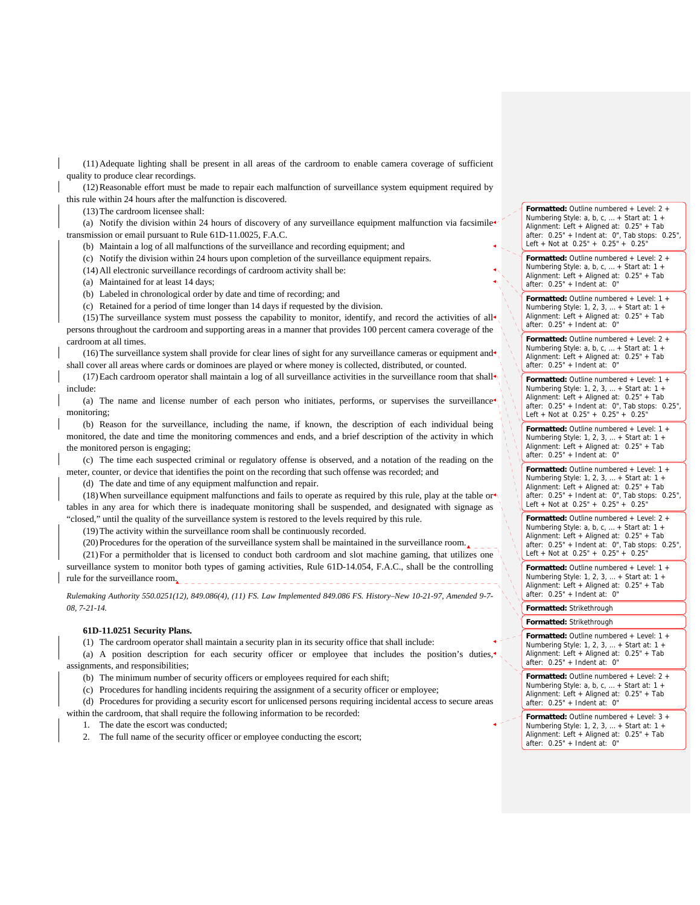(11) Adequate lighting shall be present in all areas of the cardroom to enable camera coverage of sufficient quality to produce clear recordings.

(12) Reasonable effort must be made to repair each malfunction of surveillance system equipment required by this rule within 24 hours after the malfunction is discovered.

(13) The cardroom licensee shall:

(a) Notify the division within 24 hours of discovery of any surveillance equipment malfunction via facsimile transmission or email pursuant to Rule 61D-11.0025, F.A.C.

(b) Maintain a log of all malfunctions of the surveillance and recording equipment; and

(c) Notify the division within 24 hours upon completion of the surveillance equipment repairs.

(14) All electronic surveillance recordings of cardroom activity shall be:

(a) Maintained for at least 14 days;

(b) Labeled in chronological order by date and time of recording; and

(c) Retained for a period of time longer than 14 days if requested by the division.

(15) The surveillance system must possess the capability to monitor, identify, and record the activities of all persons throughout the cardroom and supporting areas in a manner that provides 100 percent camera coverage of the cardroom at all times.

(16) The surveillance system shall provide for clear lines of sight for any surveillance cameras or equipment and shall cover all areas where cards or dominoes are played or where money is collected, distributed, or counted.

(17) Each cardroom operator shall maintain a log of all surveillance activities in the surveillance room that shall include:

(a) The name and license number of each person who initiates, performs, or supervises the surveillance monitoring;

(b) Reason for the surveillance, including the name, if known, the description of each individual being monitored, the date and time the monitoring commences and ends, and a brief description of the activity in which the monitored person is engaging;

(c) The time each suspected criminal or regulatory offense is observed, and a notation of the reading on the meter, counter, or device that identifies the point on the recording that such offense was recorded; and

(d) The date and time of any equipment malfunction and repair.

(18) When surveillance equipment malfunctions and fails to operate as required by this rule, play at the table or tables in any area for which there is inadequate monitoring shall be suspended, and designated with signage as "closed," until the quality of the surveillance system is restored to the levels required by this rule.

(19) The activity within the surveillance room shall be continuously recorded.

(20) Procedures for the operation of the surveillance system shall be maintained in the surveillance room.

(21) For a permitholder that is licensed to conduct both cardroom and slot machine gaming, that utilizes one surveillance system to monitor both types of gaming activities, Rule 61D-14.054, F.A.C., shall be the controlling rule for the surveillance room.

*Rulemaking Authority 550.0251(12), 849.086(4), (11) FS. Law Implemented 849.086 FS. History–New 10-21-97, Amended 9-7-08, 7-21-14.*

**61D-11.0251 Security Plans.**

(1) The cardroom operator shall maintain a security plan in its security office that shall include:

(a) A position description for each security officer or employee that includes the position's duties, assignments, and responsibilities;

(b) The minimum number of security officers or employees required for each shift;

(c) Procedures for handling incidents requiring the assignment of a security officer or employee;

(d) Procedures for providing a security escort for unlicensed persons requiring incidental access to secure areas within the cardroom, that shall require the following information to be recorded:

1. The date the escort was conducted;

2. The full name of the security officer or employee conducting the escort;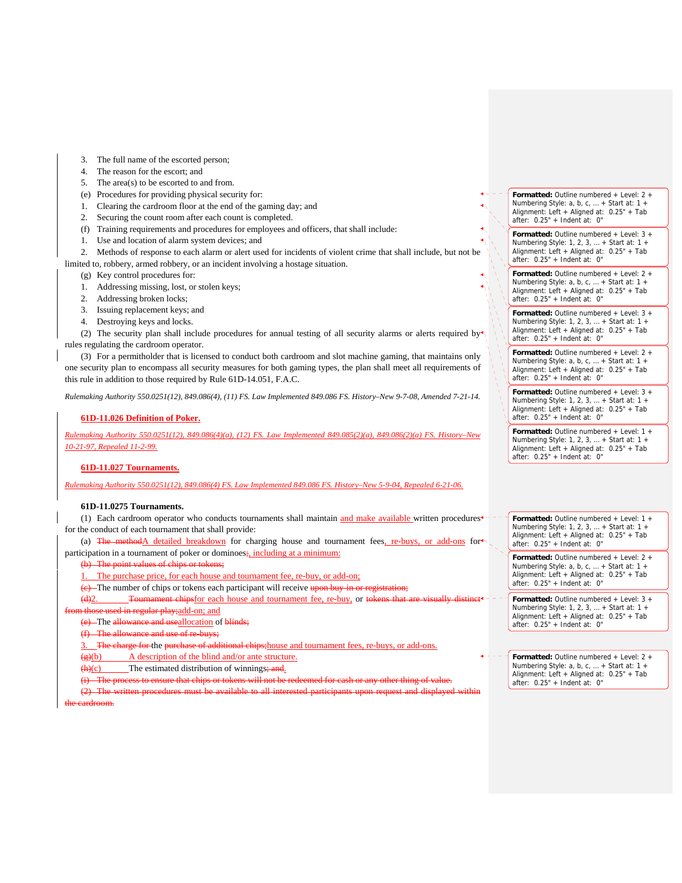3. The full name of the escorted person;
4. The reason for the escort; and
5. The area(s) to be escorted to and from.

(e) Procedures for providing physical security for:

1. Clearing the cardroom floor at the end of the gaming day; and
2. Securing the count room after each count is completed.

(f) Training requirements and procedures for employees and officers, that shall include:

1. Use and location of alarm system devices; and
2. Methods of response to each alarm or alert used for incidents of violent crime that shall include, but not be limited to, robbery, armed robbery, or an incident involving a hostage situation.

(g) Key control procedures for:

1. Addressing missing, lost, or stolen keys;
2. Addressing broken locks;
3. Issuing replacement keys; and
4. Destroying keys and locks.

(2) The security plan shall include procedures for annual testing of all security alarms or alerts required by rules regulating the cardroom operator.

(3) For a permitholder that is licensed to conduct both cardroom and slot machine gaming, that maintains only one security plan to encompass all security measures for both gaming types, the plan shall meet all requirements of this rule in addition to those required by Rule 61D-14.051, F.A.C.

*Rulemaking Authority 550.0251(12), 849.086(4), (11) FS. Law Implemented 849.086 FS. History–New 9-7-08, Amended 7-21-14.*

**61D-11.026 Definition of Poker.**

*Rulemaking Authority 550.0251(12), 849.086(4)(a), (12) FS. Law Implemented 849.085(2)(a), 849.086(2)(a) FS. History–New 10-21-97, Repealed 11-2-99.*

**61D-11.027 Tournaments.**

*Rulemaking Authority 550.0251(12), 849.086(4) FS. Law Implemented 849.086 FS. History–New 5-9-04, Repealed 6-21-06.*

**61D-11.0275 Tournaments.**

(1) Each cardroom operator who conducts tournaments shall maintain and make available written procedures for the conduct of each tournament that shall provide:

(a) ~~The method~~A detailed breakdown for charging house and tournament fees, re-buys, or add-ons for participation in a tournament of poker or dominoes~~;~~, including at a minimum:

~~(b) The point values of chips or tokens;~~

1. The purchase price, for each house and tournament fee, re-buy, or add-on;

~~(c)~~ The number of chips or tokens each participant will receive ~~upon buy-in or registration;~~

~~(d)~~2. ~~Tournament chips~~for each house and tournament fee, re-buy, or ~~tokens that are visually distinct from those used in regular play;~~add-on; and

~~(e)~~ The ~~allowance and use~~allocation of ~~blinds;~~

~~(f) The allowance and use of re-buys;~~

3. ~~The charge for~~ the ~~purchase of additional chips;~~house and tournament fees, re-buys, or add-ons.

~~(g)~~(b) A description of the blind and/or ante structure.

~~(h)~~(c) The estimated distribution of winnings~~; and~~.

~~(i) The process to ensure that chips or tokens will not be redeemed for cash or any other thing of value.~~

~~(2) The written procedures must be available to all interested participants upon request and displayed within the cardroom.~~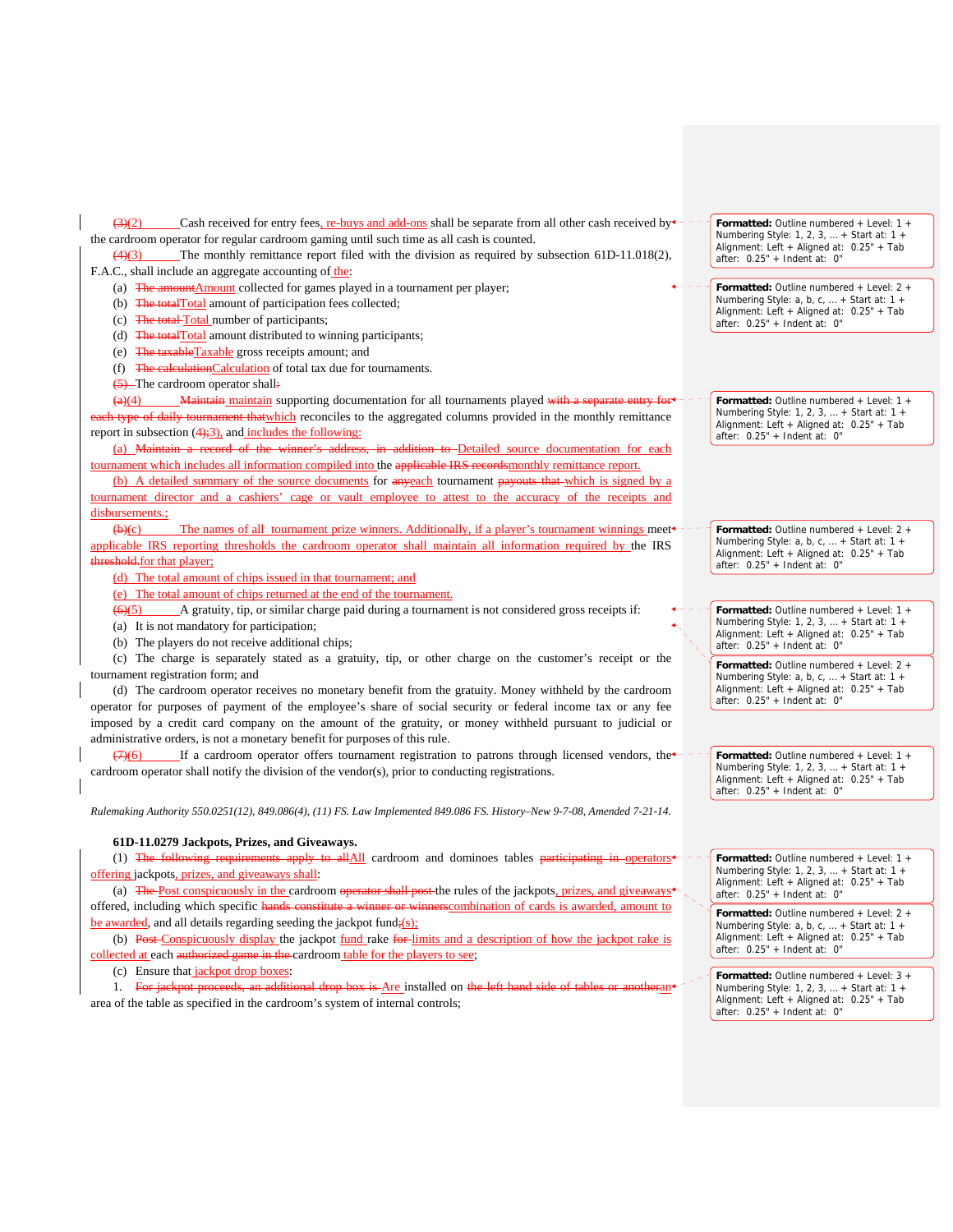(3)(2) Cash received for entry fees, re-buys and add-ons shall be separate from all other cash received by the cardroom operator for regular cardroom gaming until such time as all cash is counted.

(4)(3) The monthly remittance report filed with the division as required by subsection 61D-11.018(2), F.A.C., shall include an aggregate accounting of the:

(a) The amountAmount collected for games played in a tournament per player;

(b) The totalTotal amount of participation fees collected;

(c) The total Total number of participants;

(d) The totalTotal amount distributed to winning participants;

(e) The taxableTaxable gross receipts amount; and

(f) The calculationCalculation of total tax due for tournaments.

(5) The cardroom operator shall:

(a)(4) Maintain maintain supporting documentation for all tournaments played with a separate entry for each type of daily tournament thatwhich reconciles to the aggregated columns provided in the monthly remittance report in subsection (4);3), and includes the following:

(a) Maintain a record of the winner's address, in addition to Detailed source documentation for each tournament which includes all information compiled into the applicable IRS recordsmonthly remittance report.

(b) A detailed summary of the source documents for anyeach tournament payouts that which is signed by a tournament director and a cashiers' cage or vault employee to attest to the accuracy of the receipts and disbursements.;

(b)(c) The names of all tournament prize winners. Additionally, if a player's tournament winnings meet applicable IRS reporting thresholds the cardroom operator shall maintain all information required by the IRS threshold.for that player;

(d) The total amount of chips issued in that tournament; and

(e) The total amount of chips returned at the end of the tournament.

(6)(5) A gratuity, tip, or similar charge paid during a tournament is not considered gross receipts if:

(a) It is not mandatory for participation;

(b) The players do not receive additional chips;

(c) The charge is separately stated as a gratuity, tip, or other charge on the customer's receipt or the tournament registration form; and

(d) The cardroom operator receives no monetary benefit from the gratuity. Money withheld by the cardroom operator for purposes of payment of the employee's share of social security or federal income tax or any fee imposed by a credit card company on the amount of the gratuity, or money withheld pursuant to judicial or administrative orders, is not a monetary benefit for purposes of this rule.

(7)(6) If a cardroom operator offers tournament registration to patrons through licensed vendors, the cardroom operator shall notify the division of the vendor(s), prior to conducting registrations.

*Rulemaking Authority 550.0251(12), 849.086(4), (11) FS. Law Implemented 849.086 FS. History–New 9-7-08, Amended 7-21-14.*

**61D-11.0279 Jackpots, Prizes, and Giveaways.**

(1) The following requirements apply to allAll cardroom and dominoes tables participating in operators offering jackpots, prizes, and giveaways shall:

(a) The Post conspicuously in the cardroom operator shall post the rules of the jackpots, prizes, and giveaways offered, including which specific hands constitute a winner or winnerscombination of cards is awarded, amount to be awarded, and all details regarding seeding the jackpot fund;(s);

(b) Post Conspicuously display the jackpot fund rake for limits and a description of how the jackpot rake is collected at each authorized game in the cardroom table for the players to see;

(c) Ensure that jackpot drop boxes:

1. For jackpot proceeds, an additional drop box is Are installed on the left hand side of tables or anotheran area of the table as specified in the cardroom's system of internal controls;

Formatted: Outline numbered + Level: 1 + Numbering Style: 1, 2, 3, … + Start at: 1 + Alignment: Left + Aligned at: 0.25" + Tab after: 0.25" + Indent at: 0"

Formatted: Outline numbered + Level: 2 + Numbering Style: a, b, c, … + Start at: 1 + Alignment: Left + Aligned at: 0.25" + Tab after: 0.25" + Indent at: 0"

Formatted: Outline numbered + Level: 1 + Numbering Style: 1, 2, 3, … + Start at: 1 + Alignment: Left + Aligned at: 0.25" + Tab after: 0.25" + Indent at: 0"

Formatted: Outline numbered + Level: 2 + Numbering Style: a, b, c, … + Start at: 1 + Alignment: Left + Aligned at: 0.25" + Tab after: 0.25" + Indent at: 0"

Formatted: Outline numbered + Level: 1 + Numbering Style: 1, 2, 3, … + Start at: 1 + Alignment: Left + Aligned at: 0.25" + Tab after: 0.25" + Indent at: 0"

Formatted: Outline numbered + Level: 2 + Numbering Style: a, b, c, … + Start at: 1 + Alignment: Left + Aligned at: 0.25" + Tab after: 0.25" + Indent at: 0"

Formatted: Outline numbered + Level: 1 + Numbering Style: 1, 2, 3, … + Start at: 1 + Alignment: Left + Aligned at: 0.25" + Tab after: 0.25" + Indent at: 0"

Formatted: Outline numbered + Level: 1 + Numbering Style: 1, 2, 3, … + Start at: 1 + Alignment: Left + Aligned at: 0.25" + Tab after: 0.25" + Indent at: 0"

Formatted: Outline numbered + Level: 2 + Numbering Style: a, b, c, … + Start at: 1 + Alignment: Left + Aligned at: 0.25" + Tab after: 0.25" + Indent at: 0"

Formatted: Outline numbered + Level: 3 + Numbering Style: 1, 2, 3, … + Start at: 1 + Alignment: Left + Aligned at: 0.25" + Tab after: 0.25" + Indent at: 0"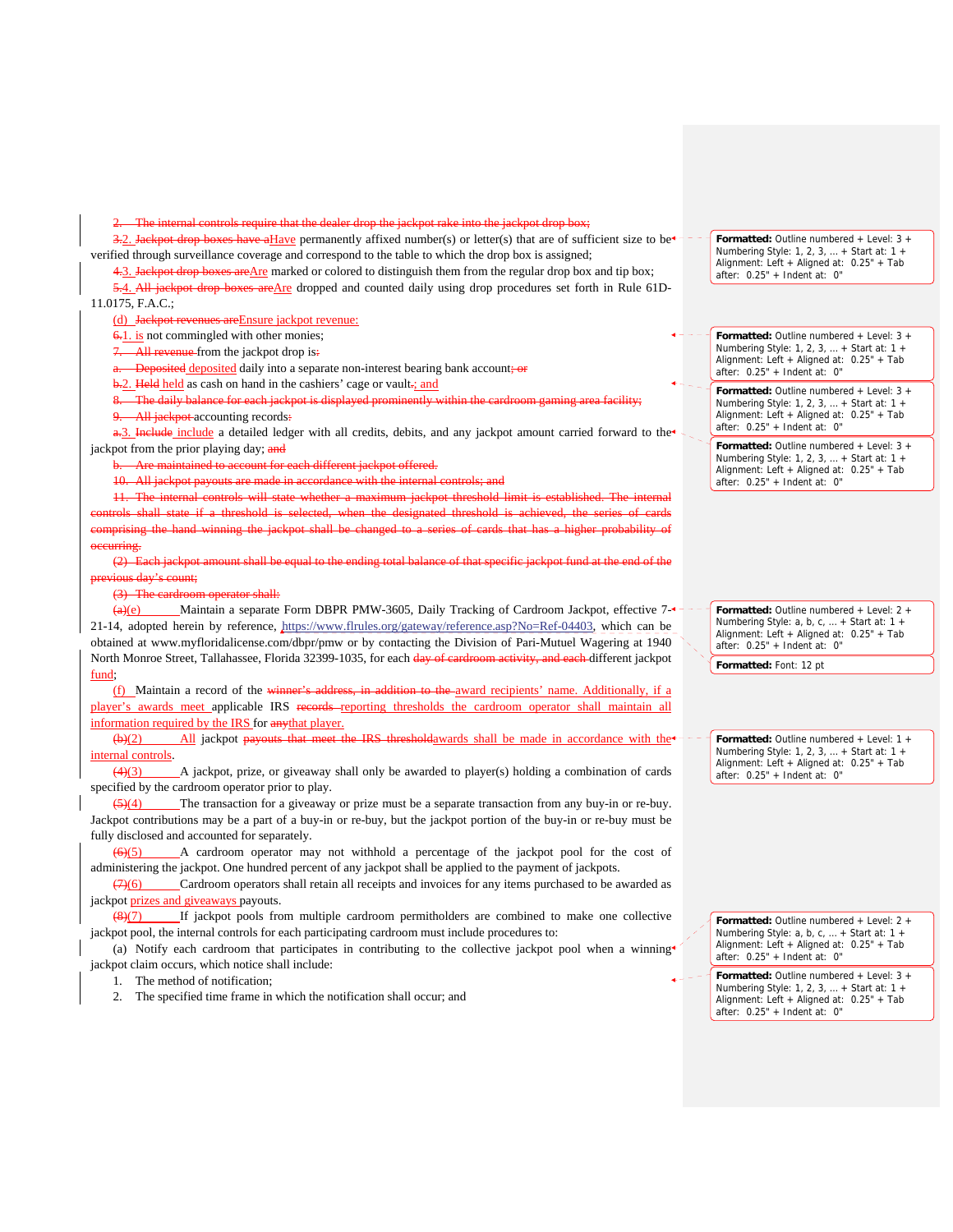2. The internal controls require that the dealer drop the jackpot rake into the jackpot drop box;

3.2. Jackpot drop boxes have aHave permanently affixed number(s) or letter(s) that are of sufficient size to be verified through surveillance coverage and correspond to the table to which the drop box is assigned;

4.3. Jackpot drop boxes areAre marked or colored to distinguish them from the regular drop box and tip box;

5.4. All jackpot drop boxes areAre dropped and counted daily using drop procedures set forth in Rule 61D-11.0175, F.A.C.;

(d) Jackpot revenues areEnsure jackpot revenue:

6.1. is not commingled with other monies;

7. All revenue from the jackpot drop is:

a. Deposited deposited daily into a separate non-interest bearing bank account; or

b.2. Held held as cash on hand in the cashiers' cage or vault.; and

8. The daily balance for each jackpot is displayed prominently within the cardroom gaming area facility;

9. All jackpot accounting records:

a.3. Include include a detailed ledger with all credits, debits, and any jackpot amount carried forward to the jackpot from the prior playing day; and

b. Are maintained to account for each different jackpot offered.

10. All jackpot payouts are made in accordance with the internal controls; and

11. The internal controls will state whether a maximum jackpot threshold limit is established. The internal controls shall state if a threshold is selected, when the designated threshold is achieved, the series of cards comprising the hand winning the jackpot shall be changed to a series of cards that has a higher probability of occurring.

(2) Each jackpot amount shall be equal to the ending total balance of that specific jackpot fund at the end of the previous day's count;

(3) The cardroom operator shall:

(a)(e) Maintain a separate Form DBPR PMW-3605, Daily Tracking of Cardroom Jackpot, effective 7-21-14, adopted herein by reference, https://www.flrules.org/gateway/reference.asp?No=Ref-04403, which can be obtained at www.myfloridalicense.com/dbpr/pmw or by contacting the Division of Pari-Mutuel Wagering at 1940 North Monroe Street, Tallahassee, Florida 32399-1035, for each day of cardroom activity, and each different jackpot fund;

(f) Maintain a record of the winner's address, in addition to the award recipients' name. Additionally, if a player's awards meet applicable IRS records reporting thresholds the cardroom operator shall maintain all information required by the IRS for anythat player.

(b)(2) All jackpot payouts that meet the IRS thresholdawards shall be made in accordance with the internal controls.

(4)(3) A jackpot, prize, or giveaway shall only be awarded to player(s) holding a combination of cards specified by the cardroom operator prior to play.

(5)(4) The transaction for a giveaway or prize must be a separate transaction from any buy-in or re-buy. Jackpot contributions may be a part of a buy-in or re-buy, but the jackpot portion of the buy-in or re-buy must be fully disclosed and accounted for separately.

(6)(5) A cardroom operator may not withhold a percentage of the jackpot pool for the cost of administering the jackpot. One hundred percent of any jackpot shall be applied to the payment of jackpots.

(7)(6) Cardroom operators shall retain all receipts and invoices for any items purchased to be awarded as jackpot prizes and giveaways payouts.

(8)(7) If jackpot pools from multiple cardroom permitholders are combined to make one collective jackpot pool, the internal controls for each participating cardroom must include procedures to:

(a) Notify each cardroom that participates in contributing to the collective jackpot pool when a winning jackpot claim occurs, which notice shall include:

1. The method of notification;

2. The specified time frame in which the notification shall occur; and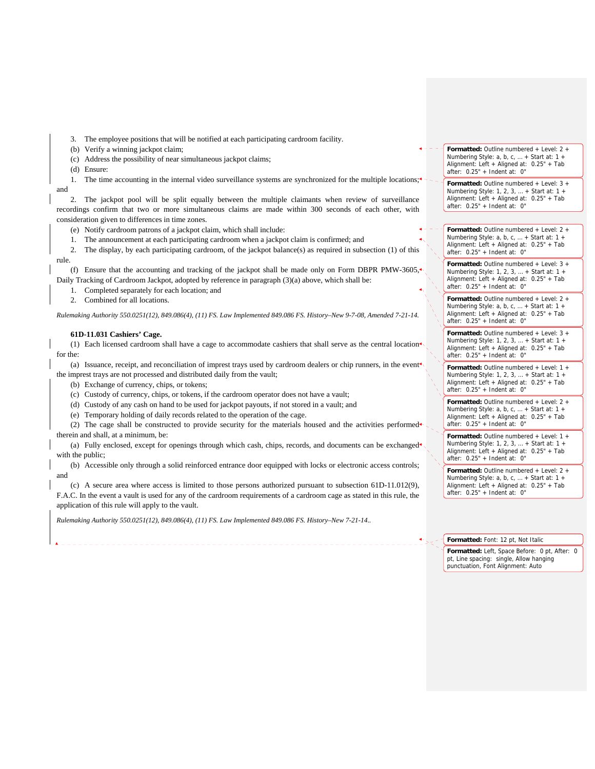3. The employee positions that will be notified at each participating cardroom facility.

(b) Verify a winning jackpot claim;

(c) Address the possibility of near simultaneous jackpot claims;

(d) Ensure:

1. The time accounting in the internal video surveillance systems are synchronized for the multiple locations; and

2. The jackpot pool will be split equally between the multiple claimants when review of surveillance recordings confirm that two or more simultaneous claims are made within 300 seconds of each other, with consideration given to differences in time zones.

(e) Notify cardroom patrons of a jackpot claim, which shall include:

1. The announcement at each participating cardroom when a jackpot claim is confirmed; and

2. The display, by each participating cardroom, of the jackpot balance(s) as required in subsection (1) of this rule.

(f) Ensure that the accounting and tracking of the jackpot shall be made only on Form DBPR PMW-3605, Daily Tracking of Cardroom Jackpot, adopted by reference in paragraph (3)(a) above, which shall be:

1. Completed separately for each location; and

2. Combined for all locations.

*Rulemaking Authority 550.0251(12), 849.086(4), (11) FS. Law Implemented 849.086 FS. History–New 9-7-08, Amended 7-21-14.*

**61D-11.031 Cashiers' Cage.**

(1) Each licensed cardroom shall have a cage to accommodate cashiers that shall serve as the central location for the:

(a) Issuance, receipt, and reconciliation of imprest trays used by cardroom dealers or chip runners, in the event the imprest trays are not processed and distributed daily from the vault;

(b) Exchange of currency, chips, or tokens;

(c) Custody of currency, chips, or tokens, if the cardroom operator does not have a vault;

(d) Custody of any cash on hand to be used for jackpot payouts, if not stored in a vault; and

(e) Temporary holding of daily records related to the operation of the cage.

(2) The cage shall be constructed to provide security for the materials housed and the activities performed therein and shall, at a minimum, be:

(a) Fully enclosed, except for openings through which cash, chips, records, and documents can be exchanged with the public;

(b) Accessible only through a solid reinforced entrance door equipped with locks or electronic access controls; and

(c) A secure area where access is limited to those persons authorized pursuant to subsection 61D-11.012(9), F.A.C. In the event a vault is used for any of the cardroom requirements of a cardroom cage as stated in this rule, the application of this rule will apply to the vault.

*Rulemaking Authority 550.0251(12), 849.086(4), (11) FS. Law Implemented 849.086 FS. History–New 7-21-14..*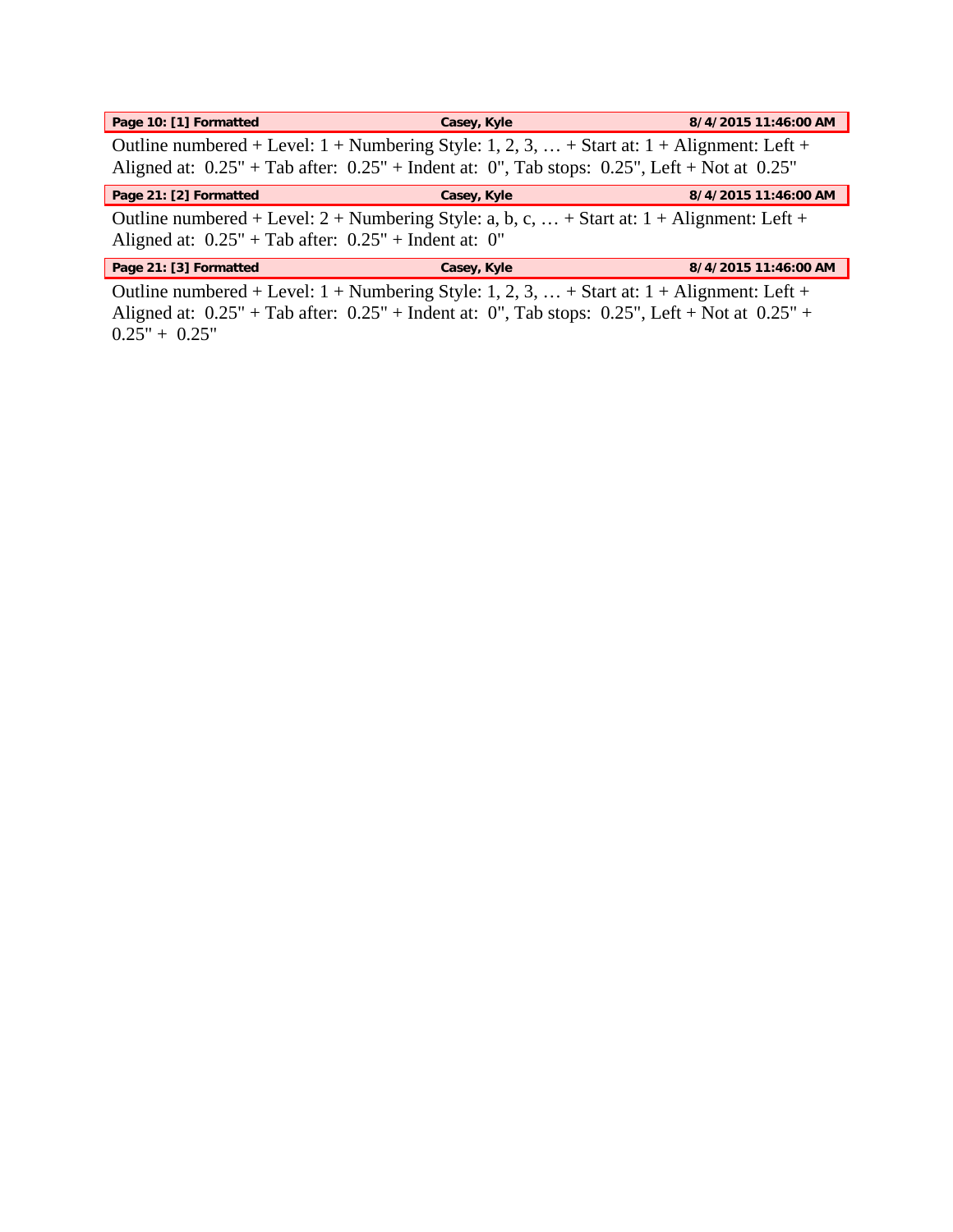| Page 10: [1] Formatted | Casey, Kyle | 8/4/2015 11:46:00 AM |
|---|---|---|

Outline numbered + Level: 1 + Numbering Style: 1, 2, 3, … + Start at: 1 + Alignment: Left + Aligned at: 0.25" + Tab after: 0.25" + Indent at: 0", Tab stops: 0.25", Left + Not at 0.25"

| Page 21: [2] Formatted | Casey, Kyle | 8/4/2015 11:46:00 AM |
|---|---|---|

Outline numbered + Level: 2 + Numbering Style: a, b, c, … + Start at: 1 + Alignment: Left + Aligned at: 0.25" + Tab after: 0.25" + Indent at: 0"

| Page 21: [3] Formatted | Casey, Kyle | 8/4/2015 11:46:00 AM |
|---|---|---|

Outline numbered + Level: 1 + Numbering Style: 1, 2, 3, … + Start at: 1 + Alignment: Left + Aligned at: 0.25" + Tab after: 0.25" + Indent at: 0", Tab stops: 0.25", Left + Not at 0.25" + 0.25" + 0.25"